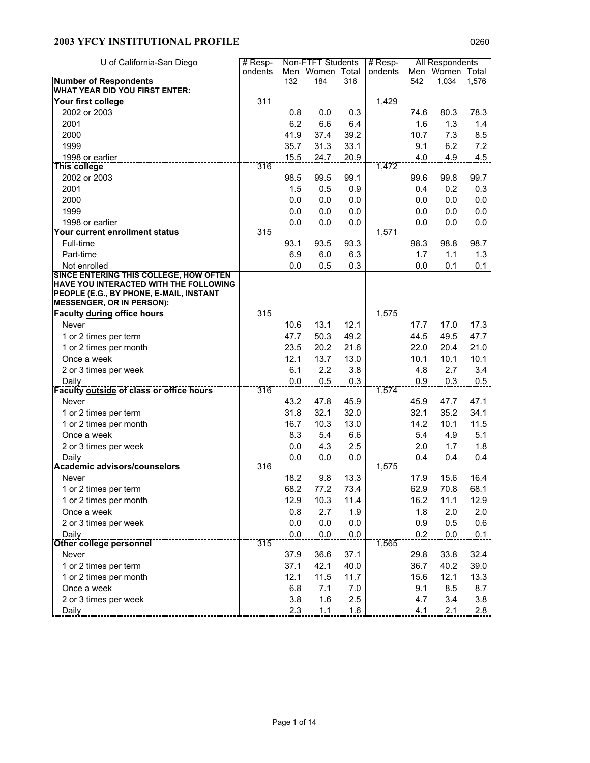## 2003 YFCY INSTITUTIONAL PROFILE

0260

| U of California-San Diego | # Respondents | Non-FTFT Students | | | # Respondents | All Respondents | | |
|---|---|---|---|---|---|---|---|---|
| | | Men | Women | Total | | Men | Women | Total |
| **Number of Respondents** | | 132 | 184 | 316 | | 542 | 1,034 | 1,576 |
| **WHAT YEAR DID YOU FIRST ENTER:** | | | | | | | | |
| **Your first college** | 311 | | | | 1,429 | | | |
| 2002 or 2003 | | 0.8 | 0.0 | 0.3 | | 74.6 | 80.3 | 78.3 |
| 2001 | | 6.2 | 6.6 | 6.4 | | 1.6 | 1.3 | 1.4 |
| 2000 | | 41.9 | 37.4 | 39.2 | | 10.7 | 7.3 | 8.5 |
| 1999 | | 35.7 | 31.3 | 33.1 | | 9.1 | 6.2 | 7.2 |
| 1998 or earlier | | 15.5 | 24.7 | 20.9 | | 4.0 | 4.9 | 4.5 |
| **This college** | 316 | | | | 1,472 | | | |
| 2002 or 2003 | | 98.5 | 99.5 | 99.1 | | 99.6 | 99.8 | 99.7 |
| 2001 | | 1.5 | 0.5 | 0.9 | | 0.4 | 0.2 | 0.3 |
| 2000 | | 0.0 | 0.0 | 0.0 | | 0.0 | 0.0 | 0.0 |
| 1999 | | 0.0 | 0.0 | 0.0 | | 0.0 | 0.0 | 0.0 |
| 1998 or earlier | | 0.0 | 0.0 | 0.0 | | 0.0 | 0.0 | 0.0 |
| **Your current enrollment status** | 315 | | | | 1,571 | | | |
| Full-time | | 93.1 | 93.5 | 93.3 | | 98.3 | 98.8 | 98.7 |
| Part-time | | 6.9 | 6.0 | 6.3 | | 1.7 | 1.1 | 1.3 |
| Not enrolled | | 0.0 | 0.5 | 0.3 | | 0.0 | 0.1 | 0.1 |
| **SINCE ENTERING THIS COLLEGE, HOW OFTEN HAVE YOU INTERACTED WITH THE FOLLOWING PEOPLE (E.G., BY PHONE, E-MAIL, INSTANT MESSENGER, OR IN PERSON):** | | | | | | | | |
| **Faculty during office hours** | 315 | | | | 1,575 | | | |
| Never | | 10.6 | 13.1 | 12.1 | | 17.7 | 17.0 | 17.3 |
| 1 or 2 times per term | | 47.7 | 50.3 | 49.2 | | 44.5 | 49.5 | 47.7 |
| 1 or 2 times per month | | 23.5 | 20.2 | 21.6 | | 22.0 | 20.4 | 21.0 |
| Once a week | | 12.1 | 13.7 | 13.0 | | 10.1 | 10.1 | 10.1 |
| 2 or 3 times per week | | 6.1 | 2.2 | 3.8 | | 4.8 | 2.7 | 3.4 |
| Daily | | 0.0 | 0.5 | 0.3 | | 0.9 | 0.3 | 0.5 |
| **Faculty outside of class or office hours** | 316 | | | | 1,574 | | | |
| Never | | 43.2 | 47.8 | 45.9 | | 45.9 | 47.7 | 47.1 |
| 1 or 2 times per term | | 31.8 | 32.1 | 32.0 | | 32.1 | 35.2 | 34.1 |
| 1 or 2 times per month | | 16.7 | 10.3 | 13.0 | | 14.2 | 10.1 | 11.5 |
| Once a week | | 8.3 | 5.4 | 6.6 | | 5.4 | 4.9 | 5.1 |
| 2 or 3 times per week | | 0.0 | 4.3 | 2.5 | | 2.0 | 1.7 | 1.8 |
| Daily | | 0.0 | 0.0 | 0.0 | | 0.4 | 0.4 | 0.4 |
| **Academic advisors/counselors** | 316 | | | | 1,575 | | | |
| Never | | 18.2 | 9.8 | 13.3 | | 17.9 | 15.6 | 16.4 |
| 1 or 2 times per term | | 68.2 | 77.2 | 73.4 | | 62.9 | 70.8 | 68.1 |
| 1 or 2 times per month | | 12.9 | 10.3 | 11.4 | | 16.2 | 11.1 | 12.9 |
| Once a week | | 0.8 | 2.7 | 1.9 | | 1.8 | 2.0 | 2.0 |
| 2 or 3 times per week | | 0.0 | 0.0 | 0.0 | | 0.9 | 0.5 | 0.6 |
| Daily | | 0.0 | 0.0 | 0.0 | | 0.2 | 0.0 | 0.1 |
| **Other college personnel** | 315 | | | | 1,565 | | | |
| Never | | 37.9 | 36.6 | 37.1 | | 29.8 | 33.8 | 32.4 |
| 1 or 2 times per term | | 37.1 | 42.1 | 40.0 | | 36.7 | 40.2 | 39.0 |
| 1 or 2 times per month | | 12.1 | 11.5 | 11.7 | | 15.6 | 12.1 | 13.3 |
| Once a week | | 6.8 | 7.1 | 7.0 | | 9.1 | 8.5 | 8.7 |
| 2 or 3 times per week | | 3.8 | 1.6 | 2.5 | | 4.7 | 3.4 | 3.8 |
| Daily | | 2.3 | 1.1 | 1.6 | | 4.1 | 2.1 | 2.8 |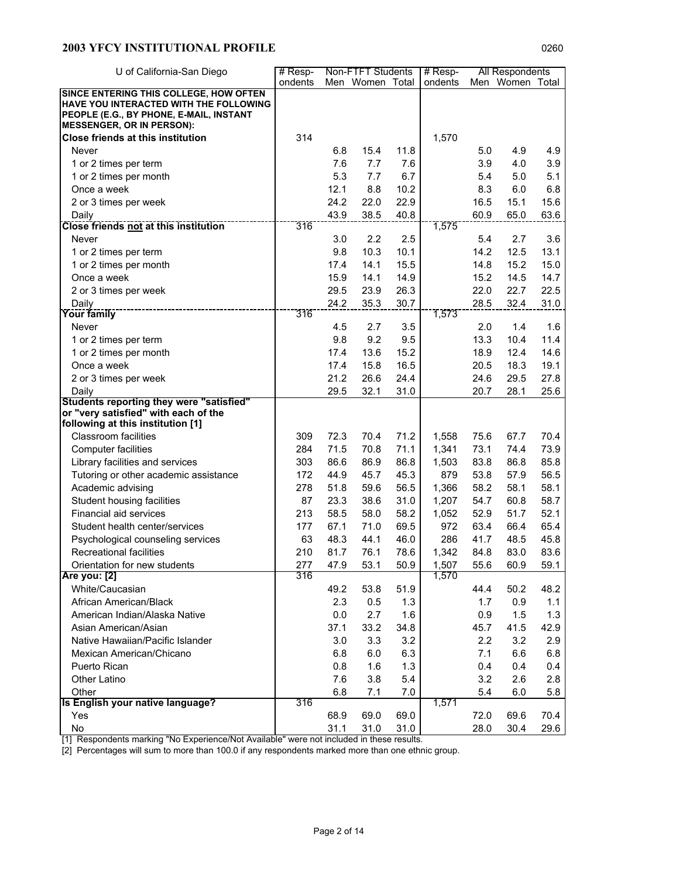## 2003 YFCY INSTITUTIONAL PROFILE

0260

| U of California-San Diego | # Respondents | Non-FTFT Students | | | # Respondents | All Respondents | | |
|---|---|---|---|---|---|---|---|---|
| | | Men | Women | Total | | Men | Women | Total |
| **SINCE ENTERING THIS COLLEGE, HOW OFTEN HAVE YOU INTERACTED WITH THE FOLLOWING PEOPLE (E.G., BY PHONE, E-MAIL, INSTANT MESSENGER, OR IN PERSON):** | | | | | | | | |
| **Close friends at this institution** | 314 | | | | 1,570 | | | |
| Never | | 6.8 | 15.4 | 11.8 | | 5.0 | 4.9 | 4.9 |
| 1 or 2 times per term | | 7.6 | 7.7 | 7.6 | | 3.9 | 4.0 | 3.9 |
| 1 or 2 times per month | | 5.3 | 7.7 | 6.7 | | 5.4 | 5.0 | 5.1 |
| Once a week | | 12.1 | 8.8 | 10.2 | | 8.3 | 6.0 | 6.8 |
| 2 or 3 times per week | | 24.2 | 22.0 | 22.9 | | 16.5 | 15.1 | 15.6 |
| Daily | | 43.9 | 38.5 | 40.8 | | 60.9 | 65.0 | 63.6 |
| **Close friends not at this institution** | 316 | | | | 1,575 | | | |
| Never | | 3.0 | 2.2 | 2.5 | | 5.4 | 2.7 | 3.6 |
| 1 or 2 times per term | | 9.8 | 10.3 | 10.1 | | 14.2 | 12.5 | 13.1 |
| 1 or 2 times per month | | 17.4 | 14.1 | 15.5 | | 14.8 | 15.2 | 15.0 |
| Once a week | | 15.9 | 14.1 | 14.9 | | 15.2 | 14.5 | 14.7 |
| 2 or 3 times per week | | 29.5 | 23.9 | 26.3 | | 22.0 | 22.7 | 22.5 |
| Daily | | 24.2 | 35.3 | 30.7 | | 28.5 | 32.4 | 31.0 |
| **Your family** | 316 | | | | 1,573 | | | |
| Never | | 4.5 | 2.7 | 3.5 | | 2.0 | 1.4 | 1.6 |
| 1 or 2 times per term | | 9.8 | 9.2 | 9.5 | | 13.3 | 10.4 | 11.4 |
| 1 or 2 times per month | | 17.4 | 13.6 | 15.2 | | 18.9 | 12.4 | 14.6 |
| Once a week | | 17.4 | 15.8 | 16.5 | | 20.5 | 18.3 | 19.1 |
| 2 or 3 times per week | | 21.2 | 26.6 | 24.4 | | 24.6 | 29.5 | 27.8 |
| Daily | | 29.5 | 32.1 | 31.0 | | 20.7 | 28.1 | 25.6 |
| **Students reporting they were "satisfied" or "very satisfied" with each of the following at this institution [1]** | | | | | | | | |
| Classroom facilities | 309 | 72.3 | 70.4 | 71.2 | 1,558 | 75.6 | 67.7 | 70.4 |
| Computer facilities | 284 | 71.5 | 70.8 | 71.1 | 1,341 | 73.1 | 74.4 | 73.9 |
| Library facilities and services | 303 | 86.6 | 86.9 | 86.8 | 1,503 | 83.8 | 86.8 | 85.8 |
| Tutoring or other academic assistance | 172 | 44.9 | 45.7 | 45.3 | 879 | 53.8 | 57.9 | 56.5 |
| Academic advising | 278 | 51.8 | 59.6 | 56.5 | 1,366 | 58.2 | 58.1 | 58.1 |
| Student housing facilities | 87 | 23.3 | 38.6 | 31.0 | 1,207 | 54.7 | 60.8 | 58.7 |
| Financial aid services | 213 | 58.5 | 58.0 | 58.2 | 1,052 | 52.9 | 51.7 | 52.1 |
| Student health center/services | 177 | 67.1 | 71.0 | 69.5 | 972 | 63.4 | 66.4 | 65.4 |
| Psychological counseling services | 63 | 48.3 | 44.1 | 46.0 | 286 | 41.7 | 48.5 | 45.8 |
| Recreational facilities | 210 | 81.7 | 76.1 | 78.6 | 1,342 | 84.8 | 83.0 | 83.6 |
| Orientation for new students | 277 | 47.9 | 53.1 | 50.9 | 1,507 | 55.6 | 60.9 | 59.1 |
| **Are you: [2]** | 316 | | | | 1,570 | | | |
| White/Caucasian | | 49.2 | 53.8 | 51.9 | | 44.4 | 50.2 | 48.2 |
| African American/Black | | 2.3 | 0.5 | 1.3 | | 1.7 | 0.9 | 1.1 |
| American Indian/Alaska Native | | 0.0 | 2.7 | 1.6 | | 0.9 | 1.5 | 1.3 |
| Asian American/Asian | | 37.1 | 33.2 | 34.8 | | 45.7 | 41.5 | 42.9 |
| Native Hawaiian/Pacific Islander | | 3.0 | 3.3 | 3.2 | | 2.2 | 3.2 | 2.9 |
| Mexican American/Chicano | | 6.8 | 6.0 | 6.3 | | 7.1 | 6.6 | 6.8 |
| Puerto Rican | | 0.8 | 1.6 | 1.3 | | 0.4 | 0.4 | 0.4 |
| Other Latino | | 7.6 | 3.8 | 5.4 | | 3.2 | 2.6 | 2.8 |
| Other | | 6.8 | 7.1 | 7.0 | | 5.4 | 6.0 | 5.8 |
| **Is English your native language?** | 316 | | | | 1,571 | | | |
| Yes | | 68.9 | 69.0 | 69.0 | | 72.0 | 69.6 | 70.4 |
| No | | 31.1 | 31.0 | 31.0 | | 28.0 | 30.4 | 29.6 |

[1] Respondents marking "No Experience/Not Available" were not included in these results.

[2] Percentages will sum to more than 100.0 if any respondents marked more than one ethnic group.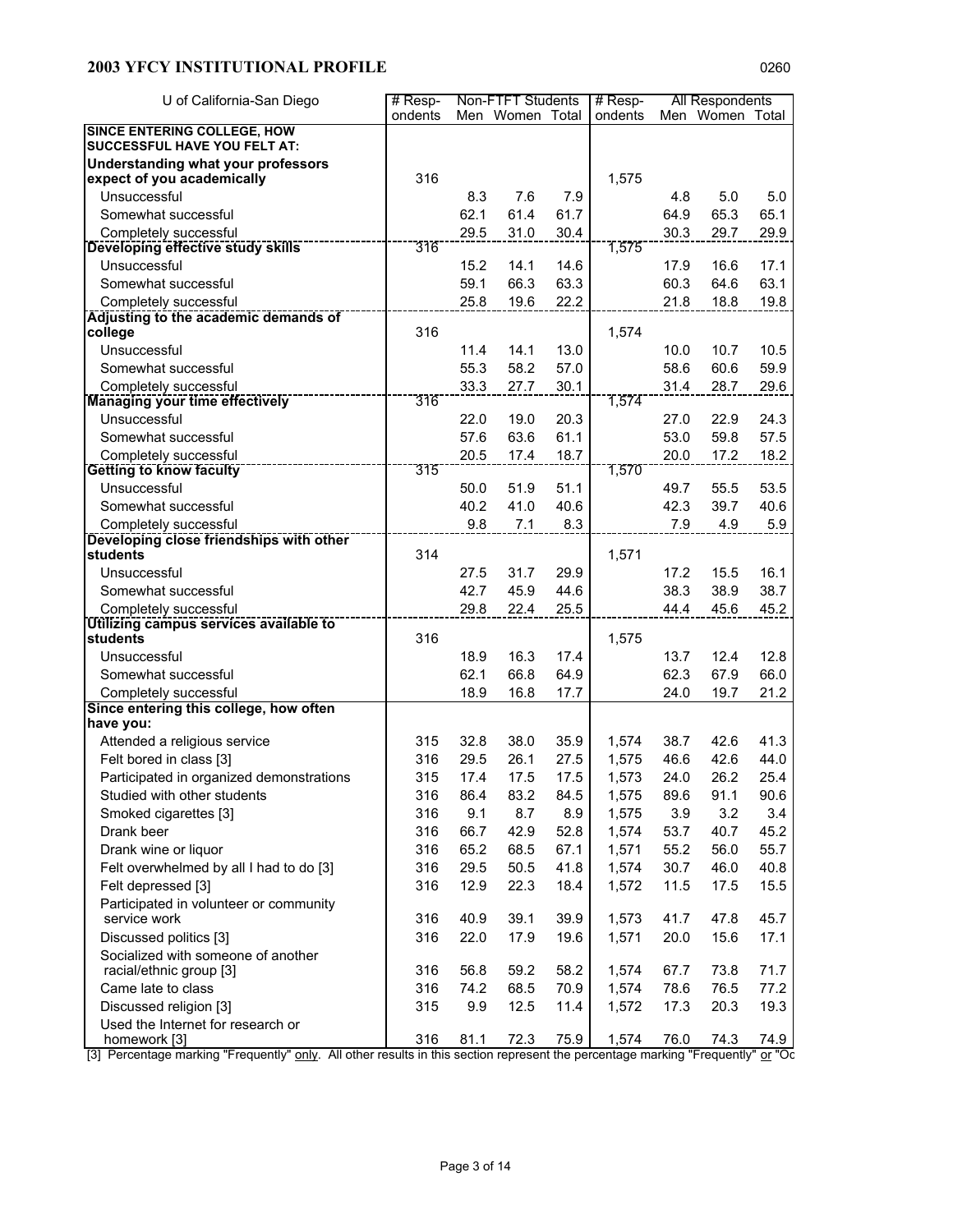## 2003 YFCY INSTITUTIONAL PROFILE

0260

| U of California-San Diego | # Respondents | Non-FTFT Students | | | # Respondents | All Respondents | | |
|---|---|---|---|---|---|---|---|---|
| | | Men | Women | Total | | Men | Women | Total |
| **SINCE ENTERING COLLEGE, HOW SUCCESSFUL HAVE YOU FELT AT:** | | | | | | | | |
| **Understanding what your professors expect of you academically** | 316 | | | | 1,575 | | | |
| Unsuccessful | | 8.3 | 7.6 | 7.9 | | 4.8 | 5.0 | 5.0 |
| Somewhat successful | | 62.1 | 61.4 | 61.7 | | 64.9 | 65.3 | 65.1 |
| Completely successful | | 29.5 | 31.0 | 30.4 | | 30.3 | 29.7 | 29.9 |
| **Developing effective study skills** | 316 | | | | 1,575 | | | |
| Unsuccessful | | 15.2 | 14.1 | 14.6 | | 17.9 | 16.6 | 17.1 |
| Somewhat successful | | 59.1 | 66.3 | 63.3 | | 60.3 | 64.6 | 63.1 |
| Completely successful | | 25.8 | 19.6 | 22.2 | | 21.8 | 18.8 | 19.8 |
| **Adjusting to the academic demands of college** | 316 | | | | 1,574 | | | |
| Unsuccessful | | 11.4 | 14.1 | 13.0 | | 10.0 | 10.7 | 10.5 |
| Somewhat successful | | 55.3 | 58.2 | 57.0 | | 58.6 | 60.6 | 59.9 |
| Completely successful | | 33.3 | 27.7 | 30.1 | | 31.4 | 28.7 | 29.6 |
| **Managing your time effectively** | 316 | | | | 1,574 | | | |
| Unsuccessful | | 22.0 | 19.0 | 20.3 | | 27.0 | 22.9 | 24.3 |
| Somewhat successful | | 57.6 | 63.6 | 61.1 | | 53.0 | 59.8 | 57.5 |
| Completely successful | | 20.5 | 17.4 | 18.7 | | 20.0 | 17.2 | 18.2 |
| **Getting to know faculty** | 315 | | | | 1,570 | | | |
| Unsuccessful | | 50.0 | 51.9 | 51.1 | | 49.7 | 55.5 | 53.5 |
| Somewhat successful | | 40.2 | 41.0 | 40.6 | | 42.3 | 39.7 | 40.6 |
| Completely successful | | 9.8 | 7.1 | 8.3 | | 7.9 | 4.9 | 5.9 |
| **Developing close friendships with other students** | 314 | | | | 1,571 | | | |
| Unsuccessful | | 27.5 | 31.7 | 29.9 | | 17.2 | 15.5 | 16.1 |
| Somewhat successful | | 42.7 | 45.9 | 44.6 | | 38.3 | 38.9 | 38.7 |
| Completely successful | | 29.8 | 22.4 | 25.5 | | 44.4 | 45.6 | 45.2 |
| **Utilizing campus services available to students** | 316 | | | | 1,575 | | | |
| Unsuccessful | | 18.9 | 16.3 | 17.4 | | 13.7 | 12.4 | 12.8 |
| Somewhat successful | | 62.1 | 66.8 | 64.9 | | 62.3 | 67.9 | 66.0 |
| Completely successful | | 18.9 | 16.8 | 17.7 | | 24.0 | 19.7 | 21.2 |
| **Since entering this college, how often have you:** | | | | | | | | |
| Attended a religious service | 315 | 32.8 | 38.0 | 35.9 | 1,574 | 38.7 | 42.6 | 41.3 |
| Felt bored in class [3] | 316 | 29.5 | 26.1 | 27.5 | 1,575 | 46.6 | 42.6 | 44.0 |
| Participated in organized demonstrations | 315 | 17.4 | 17.5 | 17.5 | 1,573 | 24.0 | 26.2 | 25.4 |
| Studied with other students | 316 | 86.4 | 83.2 | 84.5 | 1,575 | 89.6 | 91.1 | 90.6 |
| Smoked cigarettes [3] | 316 | 9.1 | 8.7 | 8.9 | 1,575 | 3.9 | 3.2 | 3.4 |
| Drank beer | 316 | 66.7 | 42.9 | 52.8 | 1,574 | 53.7 | 40.7 | 45.2 |
| Drank wine or liquor | 316 | 65.2 | 68.5 | 67.1 | 1,571 | 55.2 | 56.0 | 55.7 |
| Felt overwhelmed by all I had to do [3] | 316 | 29.5 | 50.5 | 41.8 | 1,574 | 30.7 | 46.0 | 40.8 |
| Felt depressed [3] | 316 | 12.9 | 22.3 | 18.4 | 1,572 | 11.5 | 17.5 | 15.5 |
| Participated in volunteer or community service work | 316 | 40.9 | 39.1 | 39.9 | 1,573 | 41.7 | 47.8 | 45.7 |
| Discussed politics [3] | 316 | 22.0 | 17.9 | 19.6 | 1,571 | 20.0 | 15.6 | 17.1 |
| Socialized with someone of another racial/ethnic group [3] | 316 | 56.8 | 59.2 | 58.2 | 1,574 | 67.7 | 73.8 | 71.7 |
| Came late to class | 316 | 74.2 | 68.5 | 70.9 | 1,574 | 78.6 | 76.5 | 77.2 |
| Discussed religion [3] | 315 | 9.9 | 12.5 | 11.4 | 1,572 | 17.3 | 20.3 | 19.3 |
| Used the Internet for research or homework [3] | 316 | 81.1 | 72.3 | 75.9 | 1,574 | 76.0 | 74.3 | 74.9 |

[3] Percentage marking "Frequently" only. All other results in this section represent the percentage marking "Frequently" or "Oc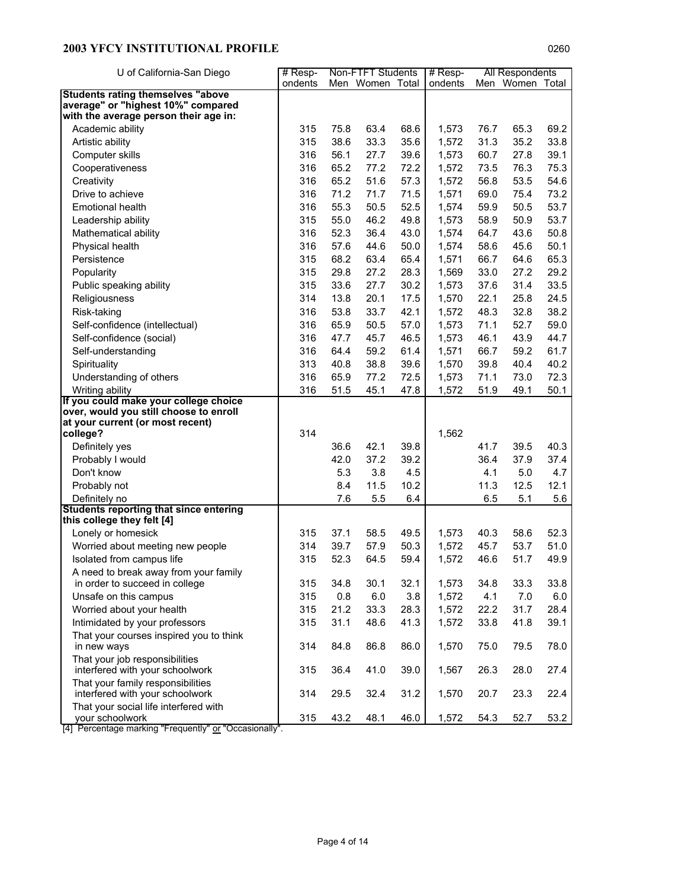# 2003 YFCY INSTITUTIONAL PROFILE

| U of California-San Diego | # Respondents | Non-FTFT Students | | | # Respondents | All Respondents | | |
|---|---|---|---|---|---|---|---|---|
| | | Men | Women | Total | | Men | Women | Total |
| **Students rating themselves "above average" or "highest 10%" compared with the average person their age in:** | | | | | | | | |
| Academic ability | 315 | 75.8 | 63.4 | 68.6 | 1,573 | 76.7 | 65.3 | 69.2 |
| Artistic ability | 315 | 38.6 | 33.3 | 35.6 | 1,572 | 31.3 | 35.2 | 33.8 |
| Computer skills | 316 | 56.1 | 27.7 | 39.6 | 1,573 | 60.7 | 27.8 | 39.1 |
| Cooperativeness | 316 | 65.2 | 77.2 | 72.2 | 1,572 | 73.5 | 76.3 | 75.3 |
| Creativity | 316 | 65.2 | 51.6 | 57.3 | 1,572 | 56.8 | 53.5 | 54.6 |
| Drive to achieve | 316 | 71.2 | 71.7 | 71.5 | 1,571 | 69.0 | 75.4 | 73.2 |
| Emotional health | 316 | 55.3 | 50.5 | 52.5 | 1,574 | 59.9 | 50.5 | 53.7 |
| Leadership ability | 315 | 55.0 | 46.2 | 49.8 | 1,573 | 58.9 | 50.9 | 53.7 |
| Mathematical ability | 316 | 52.3 | 36.4 | 43.0 | 1,574 | 64.7 | 43.6 | 50.8 |
| Physical health | 316 | 57.6 | 44.6 | 50.0 | 1,574 | 58.6 | 45.6 | 50.1 |
| Persistence | 315 | 68.2 | 63.4 | 65.4 | 1,571 | 66.7 | 64.6 | 65.3 |
| Popularity | 315 | 29.8 | 27.2 | 28.3 | 1,569 | 33.0 | 27.2 | 29.2 |
| Public speaking ability | 315 | 33.6 | 27.7 | 30.2 | 1,573 | 37.6 | 31.4 | 33.5 |
| Religiousness | 314 | 13.8 | 20.1 | 17.5 | 1,570 | 22.1 | 25.8 | 24.5 |
| Risk-taking | 316 | 53.8 | 33.7 | 42.1 | 1,572 | 48.3 | 32.8 | 38.2 |
| Self-confidence (intellectual) | 316 | 65.9 | 50.5 | 57.0 | 1,573 | 71.1 | 52.7 | 59.0 |
| Self-confidence (social) | 316 | 47.7 | 45.7 | 46.5 | 1,573 | 46.1 | 43.9 | 44.7 |
| Self-understanding | 316 | 64.4 | 59.2 | 61.4 | 1,571 | 66.7 | 59.2 | 61.7 |
| Spirituality | 313 | 40.8 | 38.8 | 39.6 | 1,570 | 39.8 | 40.4 | 40.2 |
| Understanding of others | 316 | 65.9 | 77.2 | 72.5 | 1,573 | 71.1 | 73.0 | 72.3 |
| Writing ability | 316 | 51.5 | 45.1 | 47.8 | 1,572 | 51.9 | 49.1 | 50.1 |
| **If you could make your college choice over, would you still choose to enroll at your current (or most recent) college?** | 314 | | | | 1,562 | | | |
| Definitely yes | | 36.6 | 42.1 | 39.8 | | 41.7 | 39.5 | 40.3 |
| Probably I would | | 42.0 | 37.2 | 39.2 | | 36.4 | 37.9 | 37.4 |
| Don't know | | 5.3 | 3.8 | 4.5 | | 4.1 | 5.0 | 4.7 |
| Probably not | | 8.4 | 11.5 | 10.2 | | 11.3 | 12.5 | 12.1 |
| Definitely no | | 7.6 | 5.5 | 6.4 | | 6.5 | 5.1 | 5.6 |
| **Students reporting that since entering this college they felt [4]** | | | | | | | | |
| Lonely or homesick | 315 | 37.1 | 58.5 | 49.5 | 1,573 | 40.3 | 58.6 | 52.3 |
| Worried about meeting new people | 314 | 39.7 | 57.9 | 50.3 | 1,572 | 45.7 | 53.7 | 51.0 |
| Isolated from campus life | 315 | 52.3 | 64.5 | 59.4 | 1,572 | 46.6 | 51.7 | 49.9 |
| A need to break away from your family in order to succeed in college | 315 | 34.8 | 30.1 | 32.1 | 1,573 | 34.8 | 33.3 | 33.8 |
| Unsafe on this campus | 315 | 0.8 | 6.0 | 3.8 | 1,572 | 4.1 | 7.0 | 6.0 |
| Worried about your health | 315 | 21.2 | 33.3 | 28.3 | 1,572 | 22.2 | 31.7 | 28.4 |
| Intimidated by your professors | 315 | 31.1 | 48.6 | 41.3 | 1,572 | 33.8 | 41.8 | 39.1 |
| That your courses inspired you to think in new ways | 314 | 84.8 | 86.8 | 86.0 | 1,570 | 75.0 | 79.5 | 78.0 |
| That your job responsibilities interfered with your schoolwork | 315 | 36.4 | 41.0 | 39.0 | 1,567 | 26.3 | 28.0 | 27.4 |
| That your family responsibilities interfered with your schoolwork | 314 | 29.5 | 32.4 | 31.2 | 1,570 | 20.7 | 23.3 | 22.4 |
| That your social life interfered with your schoolwork | 315 | 43.2 | 48.1 | 46.0 | 1,572 | 54.3 | 52.7 | 53.2 |

[4] Percentage marking "Frequently" or "Occasionally".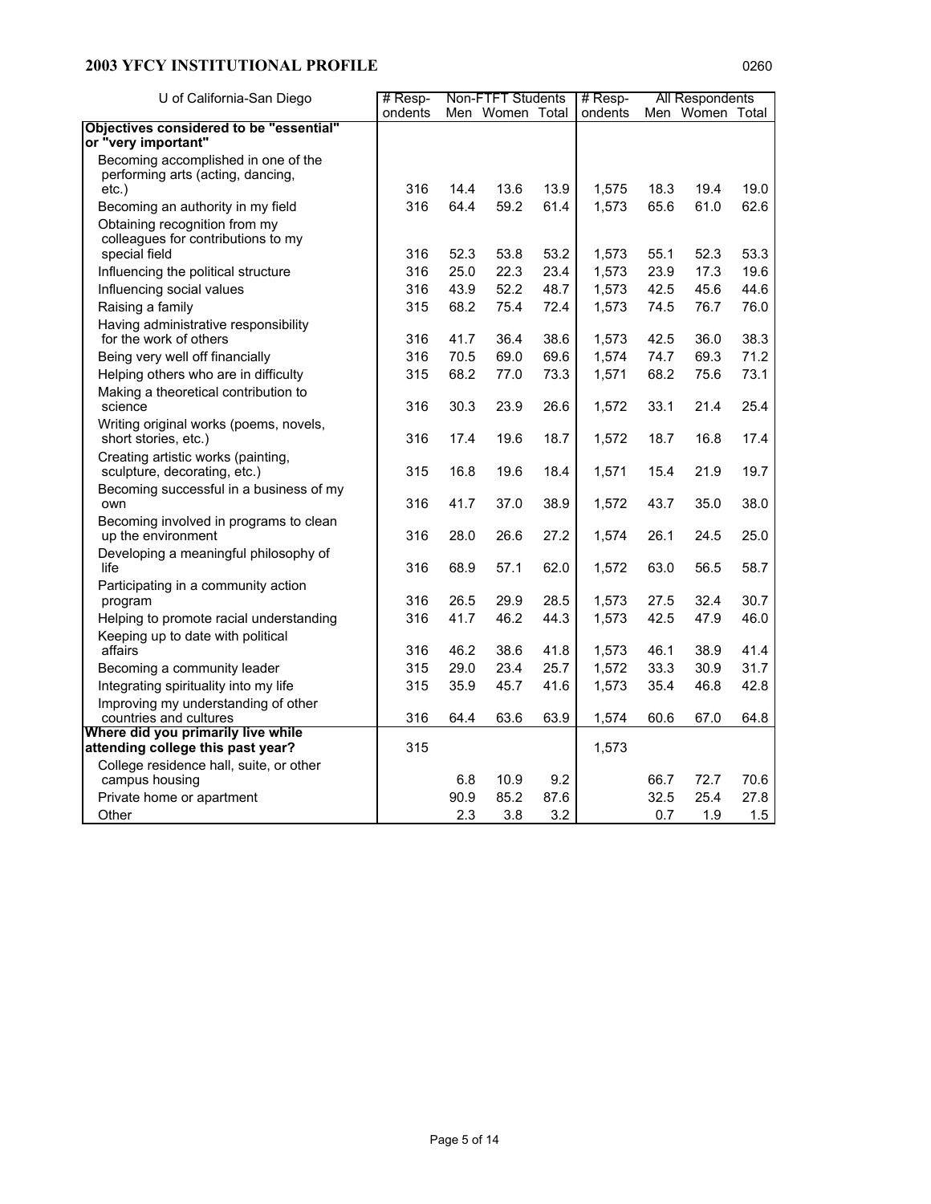## 2003 YFCY INSTITUTIONAL PROFILE

0260

| U of California-San Diego | # Respondents | Non-FTFT Students | | | # Respondents | All Respondents | | |
|---|---|---|---|---|---|---|---|---|
| | | Men | Women | Total | | Men | Women | Total |
| **Objectives considered to be "essential" or "very important"** | | | | | | | | |
| Becoming accomplished in one of the performing arts (acting, dancing, etc.) | 316 | 14.4 | 13.6 | 13.9 | 1,575 | 18.3 | 19.4 | 19.0 |
| Becoming an authority in my field | 316 | 64.4 | 59.2 | 61.4 | 1,573 | 65.6 | 61.0 | 62.6 |
| Obtaining recognition from my colleagues for contributions to my special field | 316 | 52.3 | 53.8 | 53.2 | 1,573 | 55.1 | 52.3 | 53.3 |
| Influencing the political structure | 316 | 25.0 | 22.3 | 23.4 | 1,573 | 23.9 | 17.3 | 19.6 |
| Influencing social values | 316 | 43.9 | 52.2 | 48.7 | 1,573 | 42.5 | 45.6 | 44.6 |
| Raising a family | 315 | 68.2 | 75.4 | 72.4 | 1,573 | 74.5 | 76.7 | 76.0 |
| Having administrative responsibility for the work of others | 316 | 41.7 | 36.4 | 38.6 | 1,573 | 42.5 | 36.0 | 38.3 |
| Being very well off financially | 316 | 70.5 | 69.0 | 69.6 | 1,574 | 74.7 | 69.3 | 71.2 |
| Helping others who are in difficulty | 315 | 68.2 | 77.0 | 73.3 | 1,571 | 68.2 | 75.6 | 73.1 |
| Making a theoretical contribution to science | 316 | 30.3 | 23.9 | 26.6 | 1,572 | 33.1 | 21.4 | 25.4 |
| Writing original works (poems, novels, short stories, etc.) | 316 | 17.4 | 19.6 | 18.7 | 1,572 | 18.7 | 16.8 | 17.4 |
| Creating artistic works (painting, sculpture, decorating, etc.) | 315 | 16.8 | 19.6 | 18.4 | 1,571 | 15.4 | 21.9 | 19.7 |
| Becoming successful in a business of my own | 316 | 41.7 | 37.0 | 38.9 | 1,572 | 43.7 | 35.0 | 38.0 |
| Becoming involved in programs to clean up the environment | 316 | 28.0 | 26.6 | 27.2 | 1,574 | 26.1 | 24.5 | 25.0 |
| Developing a meaningful philosophy of life | 316 | 68.9 | 57.1 | 62.0 | 1,572 | 63.0 | 56.5 | 58.7 |
| Participating in a community action program | 316 | 26.5 | 29.9 | 28.5 | 1,573 | 27.5 | 32.4 | 30.7 |
| Helping to promote racial understanding | 316 | 41.7 | 46.2 | 44.3 | 1,573 | 42.5 | 47.9 | 46.0 |
| Keeping up to date with political affairs | 316 | 46.2 | 38.6 | 41.8 | 1,573 | 46.1 | 38.9 | 41.4 |
| Becoming a community leader | 315 | 29.0 | 23.4 | 25.7 | 1,572 | 33.3 | 30.9 | 31.7 |
| Integrating spirituality into my life | 315 | 35.9 | 45.7 | 41.6 | 1,573 | 35.4 | 46.8 | 42.8 |
| Improving my understanding of other countries and cultures | 316 | 64.4 | 63.6 | 63.9 | 1,574 | 60.6 | 67.0 | 64.8 |
| **Where did you primarily live while attending college this past year?** | 315 | | | | 1,573 | | | |
| College residence hall, suite, or other campus housing | | 6.8 | 10.9 | 9.2 | | 66.7 | 72.7 | 70.6 |
| Private home or apartment | | 90.9 | 85.2 | 87.6 | | 32.5 | 25.4 | 27.8 |
| Other | | 2.3 | 3.8 | 3.2 | | 0.7 | 1.9 | 1.5 |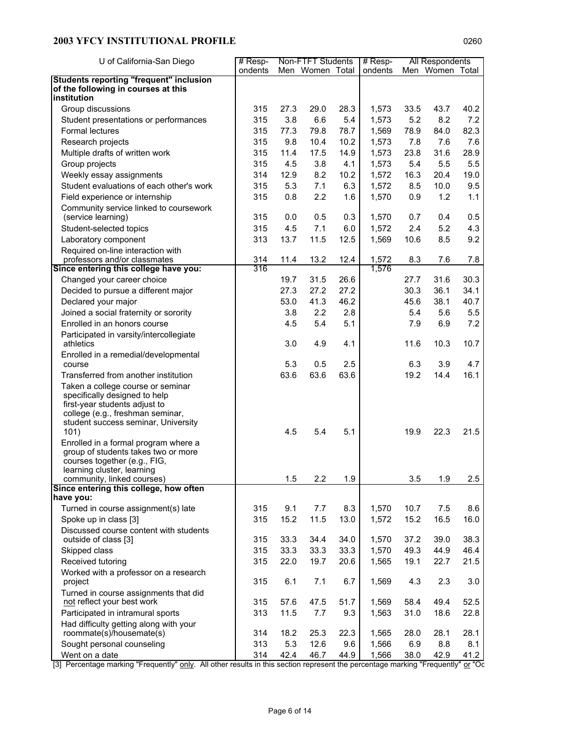## 2003 YFCY INSTITUTIONAL PROFILE

| U of California-San Diego | # Respondents | Non-FTFT Students | | | # Respondents | All Respondents | | |
|---|---|---|---|---|---|---|---|---|
| | | Men | Women | Total | | Men | Women | Total |
| **Students reporting "frequent" inclusion of the following in courses at this institution** | | | | | | | | |
| Group discussions | 315 | 27.3 | 29.0 | 28.3 | 1,573 | 33.5 | 43.7 | 40.2 |
| Student presentations or performances | 315 | 3.8 | 6.6 | 5.4 | 1,573 | 5.2 | 8.2 | 7.2 |
| Formal lectures | 315 | 77.3 | 79.8 | 78.7 | 1,569 | 78.9 | 84.0 | 82.3 |
| Research projects | 315 | 9.8 | 10.4 | 10.2 | 1,573 | 7.8 | 7.6 | 7.6 |
| Multiple drafts of written work | 315 | 11.4 | 17.5 | 14.9 | 1,573 | 23.8 | 31.6 | 28.9 |
| Group projects | 315 | 4.5 | 3.8 | 4.1 | 1,573 | 5.4 | 5.5 | 5.5 |
| Weekly essay assignments | 314 | 12.9 | 8.2 | 10.2 | 1,572 | 16.3 | 20.4 | 19.0 |
| Student evaluations of each other's work | 315 | 5.3 | 7.1 | 6.3 | 1,572 | 8.5 | 10.0 | 9.5 |
| Field experience or internship | 315 | 0.8 | 2.2 | 1.6 | 1,570 | 0.9 | 1.2 | 1.1 |
| Community service linked to coursework (service learning) | 315 | 0.0 | 0.5 | 0.3 | 1,570 | 0.7 | 0.4 | 0.5 |
| Student-selected topics | 315 | 4.5 | 7.1 | 6.0 | 1,572 | 2.4 | 5.2 | 4.3 |
| Laboratory component | 313 | 13.7 | 11.5 | 12.5 | 1,569 | 10.6 | 8.5 | 9.2 |
| Required on-line interaction with professors and/or classmates | 314 | 11.4 | 13.2 | 12.4 | 1,572 | 8.3 | 7.6 | 7.8 |
| **Since entering this college have you:** | 316 | | | | 1,576 | | | |
| Changed your career choice | | 19.7 | 31.5 | 26.6 | | 27.7 | 31.6 | 30.3 |
| Decided to pursue a different major | | 27.3 | 27.2 | 27.2 | | 30.3 | 36.1 | 34.1 |
| Declared your major | | 53.0 | 41.3 | 46.2 | | 45.6 | 38.1 | 40.7 |
| Joined a social fraternity or sorority | | 3.8 | 2.2 | 2.8 | | 5.4 | 5.6 | 5.5 |
| Enrolled in an honors course | | 4.5 | 5.4 | 5.1 | | 7.9 | 6.9 | 7.2 |
| Participated in varsity/intercollegiate athletics | | 3.0 | 4.9 | 4.1 | | 11.6 | 10.3 | 10.7 |
| Enrolled in a remedial/developmental course | | 5.3 | 0.5 | 2.5 | | 6.3 | 3.9 | 4.7 |
| Transferred from another institution | | 63.6 | 63.6 | 63.6 | | 19.2 | 14.4 | 16.1 |
| Taken a college course or seminar specifically designed to help first-year students adjust to college (e.g., freshman seminar, student success seminar, University 101) | | 4.5 | 5.4 | 5.1 | | 19.9 | 22.3 | 21.5 |
| Enrolled in a formal program where a group of students takes two or more courses together (e.g., FIG, learning cluster, learning community, linked courses) | | 1.5 | 2.2 | 1.9 | | 3.5 | 1.9 | 2.5 |
| **Since entering this college, how often have you:** | | | | | | | | |
| Turned in course assignment(s) late | 315 | 9.1 | 7.7 | 8.3 | 1,570 | 10.7 | 7.5 | 8.6 |
| Spoke up in class [3] | 315 | 15.2 | 11.5 | 13.0 | 1,572 | 15.2 | 16.5 | 16.0 |
| Discussed course content with students outside of class [3] | 315 | 33.3 | 34.4 | 34.0 | 1,570 | 37.2 | 39.0 | 38.3 |
| Skipped class | 315 | 33.3 | 33.3 | 33.3 | 1,570 | 49.3 | 44.9 | 46.4 |
| Received tutoring | 315 | 22.0 | 19.7 | 20.6 | 1,565 | 19.1 | 22.7 | 21.5 |
| Worked with a professor on a research project | 315 | 6.1 | 7.1 | 6.7 | 1,569 | 4.3 | 2.3 | 3.0 |
| Turned in course assignments that did not reflect your best work | 315 | 57.6 | 47.5 | 51.7 | 1,569 | 58.4 | 49.4 | 52.5 |
| Participated in intramural sports | 313 | 11.5 | 7.7 | 9.3 | 1,563 | 31.0 | 18.6 | 22.8 |
| Had difficulty getting along with your roommate(s)/housemate(s) | 314 | 18.2 | 25.3 | 22.3 | 1,565 | 28.0 | 28.1 | 28.1 |
| Sought personal counseling | 313 | 5.3 | 12.6 | 9.6 | 1,566 | 6.9 | 8.8 | 8.1 |
| Went on a date | 314 | 42.4 | 46.7 | 44.9 | 1,566 | 38.0 | 42.9 | 41.2 |

[3] Percentage marking "Frequently" only. All other results in this section represent the percentage marking "Frequently" or "Oc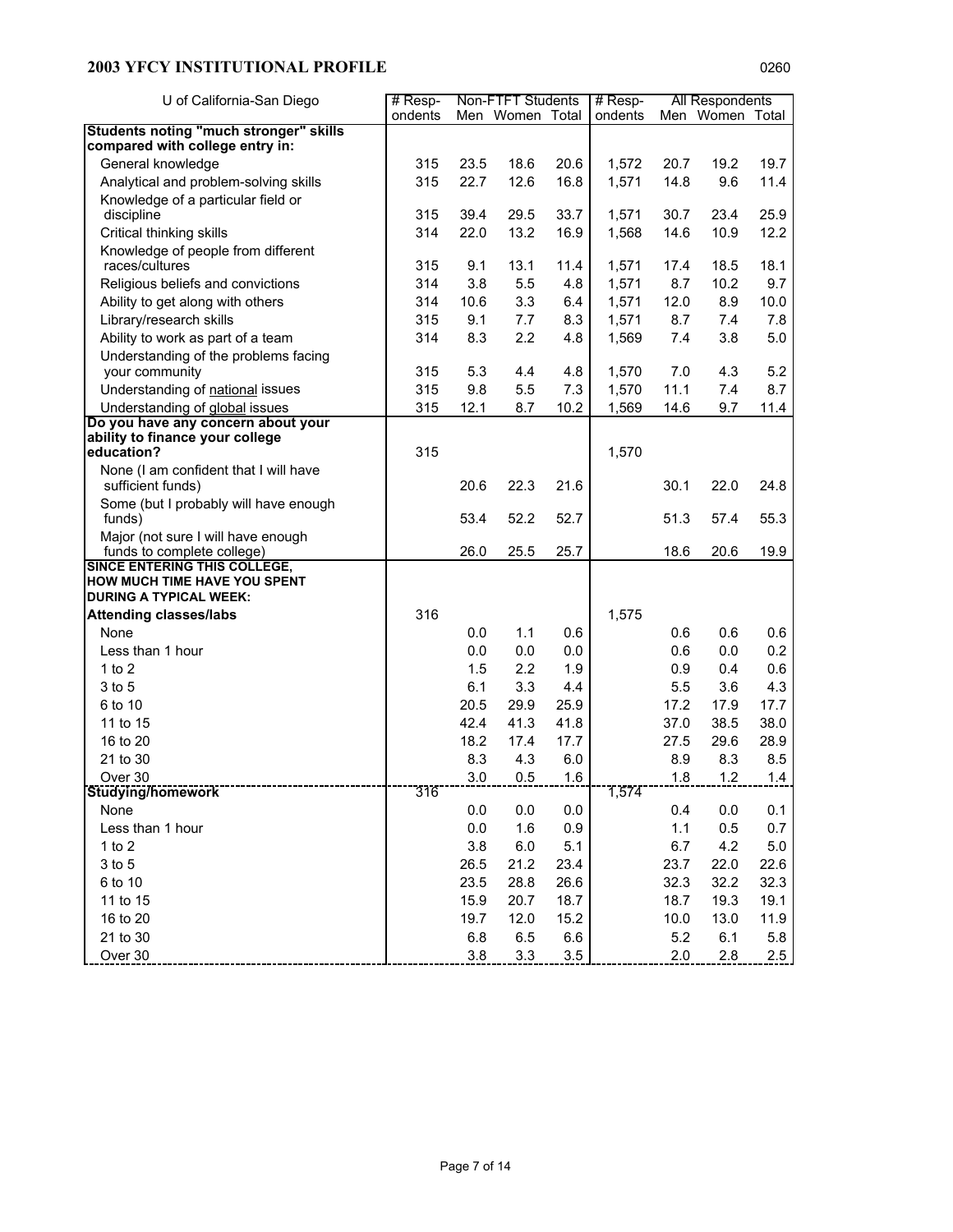## 2003 YFCY INSTITUTIONAL PROFILE

| U of California-San Diego | # Respondents | Non-FTFT Students | | | # Respondents | All Respondents | | |
|---|---|---|---|---|---|---|---|---|
| | | Men | Women | Total | | Men | Women | Total |
| **Students noting "much stronger" skills compared with college entry in:** | | | | | | | | |
| General knowledge | 315 | 23.5 | 18.6 | 20.6 | 1,572 | 20.7 | 19.2 | 19.7 |
| Analytical and problem-solving skills | 315 | 22.7 | 12.6 | 16.8 | 1,571 | 14.8 | 9.6 | 11.4 |
| Knowledge of a particular field or discipline | 315 | 39.4 | 29.5 | 33.7 | 1,571 | 30.7 | 23.4 | 25.9 |
| Critical thinking skills | 314 | 22.0 | 13.2 | 16.9 | 1,568 | 14.6 | 10.9 | 12.2 |
| Knowledge of people from different races/cultures | 315 | 9.1 | 13.1 | 11.4 | 1,571 | 17.4 | 18.5 | 18.1 |
| Religious beliefs and convictions | 314 | 3.8 | 5.5 | 4.8 | 1,571 | 8.7 | 10.2 | 9.7 |
| Ability to get along with others | 314 | 10.6 | 3.3 | 6.4 | 1,571 | 12.0 | 8.9 | 10.0 |
| Library/research skills | 315 | 9.1 | 7.7 | 8.3 | 1,571 | 8.7 | 7.4 | 7.8 |
| Ability to work as part of a team | 314 | 8.3 | 2.2 | 4.8 | 1,569 | 7.4 | 3.8 | 5.0 |
| Understanding of the problems facing your community | 315 | 5.3 | 4.4 | 4.8 | 1,570 | 7.0 | 4.3 | 5.2 |
| Understanding of national issues | 315 | 9.8 | 5.5 | 7.3 | 1,570 | 11.1 | 7.4 | 8.7 |
| Understanding of global issues | 315 | 12.1 | 8.7 | 10.2 | 1,569 | 14.6 | 9.7 | 11.4 |
| **Do you have any concern about your ability to finance your college education?** | 315 | | | | 1,570 | | | |
| None (I am confident that I will have sufficient funds) | | 20.6 | 22.3 | 21.6 | | 30.1 | 22.0 | 24.8 |
| Some (but I probably will have enough funds) | | 53.4 | 52.2 | 52.7 | | 51.3 | 57.4 | 55.3 |
| Major (not sure I will have enough funds to complete college) | | 26.0 | 25.5 | 25.7 | | 18.6 | 20.6 | 19.9 |
| **SINCE ENTERING THIS COLLEGE, HOW MUCH TIME HAVE YOU SPENT DURING A TYPICAL WEEK:** | | | | | | | | |
| **Attending classes/labs** | 316 | | | | 1,575 | | | |
| None | | 0.0 | 1.1 | 0.6 | | 0.6 | 0.6 | 0.6 |
| Less than 1 hour | | 0.0 | 0.0 | 0.0 | | 0.6 | 0.0 | 0.2 |
| 1 to 2 | | 1.5 | 2.2 | 1.9 | | 0.9 | 0.4 | 0.6 |
| 3 to 5 | | 6.1 | 3.3 | 4.4 | | 5.5 | 3.6 | 4.3 |
| 6 to 10 | | 20.5 | 29.9 | 25.9 | | 17.2 | 17.9 | 17.7 |
| 11 to 15 | | 42.4 | 41.3 | 41.8 | | 37.0 | 38.5 | 38.0 |
| 16 to 20 | | 18.2 | 17.4 | 17.7 | | 27.5 | 29.6 | 28.9 |
| 21 to 30 | | 8.3 | 4.3 | 6.0 | | 8.9 | 8.3 | 8.5 |
| Over 30 | | 3.0 | 0.5 | 1.6 | | 1.8 | 1.2 | 1.4 |
| **Studying/homework** | 316 | | | | 1,574 | | | |
| None | | 0.0 | 0.0 | 0.0 | | 0.4 | 0.0 | 0.1 |
| Less than 1 hour | | 0.0 | 1.6 | 0.9 | | 1.1 | 0.5 | 0.7 |
| 1 to 2 | | 3.8 | 6.0 | 5.1 | | 6.7 | 4.2 | 5.0 |
| 3 to 5 | | 26.5 | 21.2 | 23.4 | | 23.7 | 22.0 | 22.6 |
| 6 to 10 | | 23.5 | 28.8 | 26.6 | | 32.3 | 32.2 | 32.3 |
| 11 to 15 | | 15.9 | 20.7 | 18.7 | | 18.7 | 19.3 | 19.1 |
| 16 to 20 | | 19.7 | 12.0 | 15.2 | | 10.0 | 13.0 | 11.9 |
| 21 to 30 | | 6.8 | 6.5 | 6.6 | | 5.2 | 6.1 | 5.8 |
| Over 30 | | 3.8 | 3.3 | 3.5 | | 2.0 | 2.8 | 2.5 |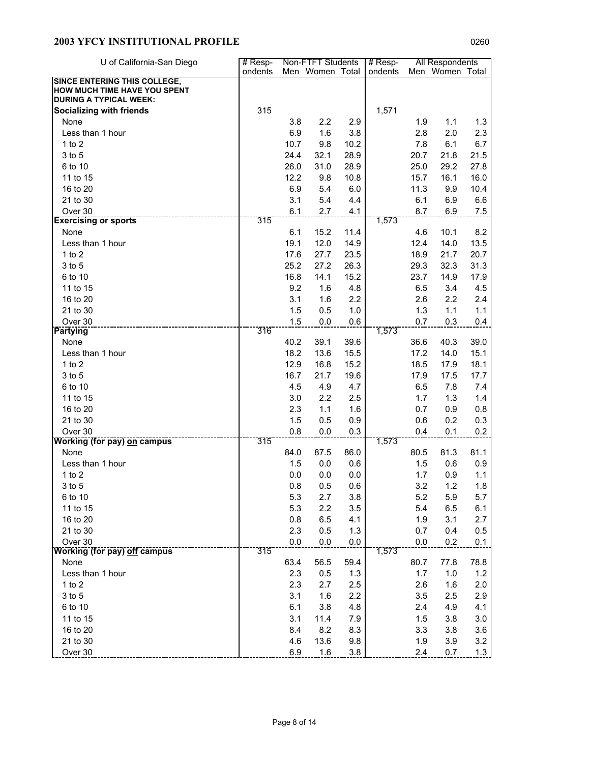# 2003 YFCY INSTITUTIONAL PROFILE

0260

| U of California-San Diego | # Respondents | Non-FTFT Students | | | # Respondents | All Respondents | | |
|---|---|---|---|---|---|---|---|---|
| | | Men | Women | Total | | Men | Women | Total |
| **SINCE ENTERING THIS COLLEGE, HOW MUCH TIME HAVE YOU SPENT DURING A TYPICAL WEEK:** | | | | | | | | |
| **Socializing with friends** | 315 | | | | 1,571 | | | |
| None | | 3.8 | 2.2 | 2.9 | | 1.9 | 1.1 | 1.3 |
| Less than 1 hour | | 6.9 | 1.6 | 3.8 | | 2.8 | 2.0 | 2.3 |
| 1 to 2 | | 10.7 | 9.8 | 10.2 | | 7.8 | 6.1 | 6.7 |
| 3 to 5 | | 24.4 | 32.1 | 28.9 | | 20.7 | 21.8 | 21.5 |
| 6 to 10 | | 26.0 | 31.0 | 28.9 | | 25.0 | 29.2 | 27.8 |
| 11 to 15 | | 12.2 | 9.8 | 10.8 | | 15.7 | 16.1 | 16.0 |
| 16 to 20 | | 6.9 | 5.4 | 6.0 | | 11.3 | 9.9 | 10.4 |
| 21 to 30 | | 3.1 | 5.4 | 4.4 | | 6.1 | 6.9 | 6.6 |
| Over 30 | | 6.1 | 2.7 | 4.1 | | 8.7 | 6.9 | 7.5 |
| **Exercising or sports** | 315 | | | | 1,573 | | | |
| None | | 6.1 | 15.2 | 11.4 | | 4.6 | 10.1 | 8.2 |
| Less than 1 hour | | 19.1 | 12.0 | 14.9 | | 12.4 | 14.0 | 13.5 |
| 1 to 2 | | 17.6 | 27.7 | 23.5 | | 18.9 | 21.7 | 20.7 |
| 3 to 5 | | 25.2 | 27.2 | 26.3 | | 29.3 | 32.3 | 31.3 |
| 6 to 10 | | 16.8 | 14.1 | 15.2 | | 23.7 | 14.9 | 17.9 |
| 11 to 15 | | 9.2 | 1.6 | 4.8 | | 6.5 | 3.4 | 4.5 |
| 16 to 20 | | 3.1 | 1.6 | 2.2 | | 2.6 | 2.2 | 2.4 |
| 21 to 30 | | 1.5 | 0.5 | 1.0 | | 1.3 | 1.1 | 1.1 |
| Over 30 | | 1.5 | 0.0 | 0.6 | | 0.7 | 0.3 | 0.4 |
| **Partying** | 316 | | | | 1,573 | | | |
| None | | 40.2 | 39.1 | 39.6 | | 36.6 | 40.3 | 39.0 |
| Less than 1 hour | | 18.2 | 13.6 | 15.5 | | 17.2 | 14.0 | 15.1 |
| 1 to 2 | | 12.9 | 16.8 | 15.2 | | 18.5 | 17.9 | 18.1 |
| 3 to 5 | | 16.7 | 21.7 | 19.6 | | 17.9 | 17.5 | 17.7 |
| 6 to 10 | | 4.5 | 4.9 | 4.7 | | 6.5 | 7.8 | 7.4 |
| 11 to 15 | | 3.0 | 2.2 | 2.5 | | 1.7 | 1.3 | 1.4 |
| 16 to 20 | | 2.3 | 1.1 | 1.6 | | 0.7 | 0.9 | 0.8 |
| 21 to 30 | | 1.5 | 0.5 | 0.9 | | 0.6 | 0.2 | 0.3 |
| Over 30 | | 0.8 | 0.0 | 0.3 | | 0.4 | 0.1 | 0.2 |
| **Working (for pay) on campus** | 315 | | | | 1,573 | | | |
| None | | 84.0 | 87.5 | 86.0 | | 80.5 | 81.3 | 81.1 |
| Less than 1 hour | | 1.5 | 0.0 | 0.6 | | 1.5 | 0.6 | 0.9 |
| 1 to 2 | | 0.0 | 0.0 | 0.0 | | 1.7 | 0.9 | 1.1 |
| 3 to 5 | | 0.8 | 0.5 | 0.6 | | 3.2 | 1.2 | 1.8 |
| 6 to 10 | | 5.3 | 2.7 | 3.8 | | 5.2 | 5.9 | 5.7 |
| 11 to 15 | | 5.3 | 2.2 | 3.5 | | 5.4 | 6.5 | 6.1 |
| 16 to 20 | | 0.8 | 6.5 | 4.1 | | 1.9 | 3.1 | 2.7 |
| 21 to 30 | | 2.3 | 0.5 | 1.3 | | 0.7 | 0.4 | 0.5 |
| Over 30 | | 0.0 | 0.0 | 0.0 | | 0.0 | 0.2 | 0.1 |
| **Working (for pay) off campus** | 315 | | | | 1,573 | | | |
| None | | 63.4 | 56.5 | 59.4 | | 80.7 | 77.8 | 78.8 |
| Less than 1 hour | | 2.3 | 0.5 | 1.3 | | 1.7 | 1.0 | 1.2 |
| 1 to 2 | | 2.3 | 2.7 | 2.5 | | 2.6 | 1.6 | 2.0 |
| 3 to 5 | | 3.1 | 1.6 | 2.2 | | 3.5 | 2.5 | 2.9 |
| 6 to 10 | | 6.1 | 3.8 | 4.8 | | 2.4 | 4.9 | 4.1 |
| 11 to 15 | | 3.1 | 11.4 | 7.9 | | 1.5 | 3.8 | 3.0 |
| 16 to 20 | | 8.4 | 8.2 | 8.3 | | 3.3 | 3.8 | 3.6 |
| 21 to 30 | | 4.6 | 13.6 | 9.8 | | 1.9 | 3.9 | 3.2 |
| Over 30 | | 6.9 | 1.6 | 3.8 | | 2.4 | 0.7 | 1.3 |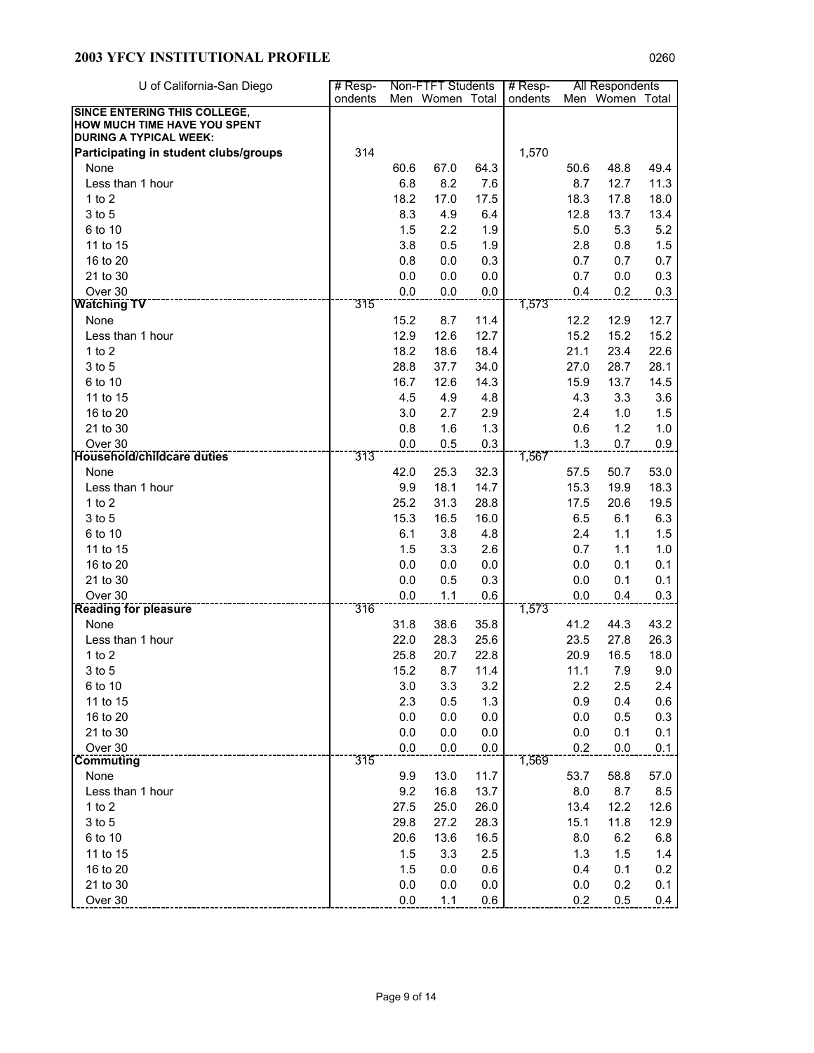## 2003 YFCY INSTITUTIONAL PROFILE

0260

| U of California-San Diego | # Respondents | Non-FTFT Students | | | # Respondents | All Respondents | | |
|---|---|---|---|---|---|---|---|---|
| | | Men | Women | Total | | Men | Women | Total |
| **SINCE ENTERING THIS COLLEGE, HOW MUCH TIME HAVE YOU SPENT DURING A TYPICAL WEEK:** | | | | | | | | |
| **Participating in student clubs/groups** | 314 | | | | 1,570 | | | |
| None | | 60.6 | 67.0 | 64.3 | | 50.6 | 48.8 | 49.4 |
| Less than 1 hour | | 6.8 | 8.2 | 7.6 | | 8.7 | 12.7 | 11.3 |
| 1 to 2 | | 18.2 | 17.0 | 17.5 | | 18.3 | 17.8 | 18.0 |
| 3 to 5 | | 8.3 | 4.9 | 6.4 | | 12.8 | 13.7 | 13.4 |
| 6 to 10 | | 1.5 | 2.2 | 1.9 | | 5.0 | 5.3 | 5.2 |
| 11 to 15 | | 3.8 | 0.5 | 1.9 | | 2.8 | 0.8 | 1.5 |
| 16 to 20 | | 0.8 | 0.0 | 0.3 | | 0.7 | 0.7 | 0.7 |
| 21 to 30 | | 0.0 | 0.0 | 0.0 | | 0.7 | 0.0 | 0.3 |
| Over 30 | | 0.0 | 0.0 | 0.0 | | 0.4 | 0.2 | 0.3 |
| **Watching TV** | 315 | | | | 1,573 | | | |
| None | | 15.2 | 8.7 | 11.4 | | 12.2 | 12.9 | 12.7 |
| Less than 1 hour | | 12.9 | 12.6 | 12.7 | | 15.2 | 15.2 | 15.2 |
| 1 to 2 | | 18.2 | 18.6 | 18.4 | | 21.1 | 23.4 | 22.6 |
| 3 to 5 | | 28.8 | 37.7 | 34.0 | | 27.0 | 28.7 | 28.1 |
| 6 to 10 | | 16.7 | 12.6 | 14.3 | | 15.9 | 13.7 | 14.5 |
| 11 to 15 | | 4.5 | 4.9 | 4.8 | | 4.3 | 3.3 | 3.6 |
| 16 to 20 | | 3.0 | 2.7 | 2.9 | | 2.4 | 1.0 | 1.5 |
| 21 to 30 | | 0.8 | 1.6 | 1.3 | | 0.6 | 1.2 | 1.0 |
| Over 30 | | 0.0 | 0.5 | 0.3 | | 1.3 | 0.7 | 0.9 |
| **Household/childcare duties** | 313 | | | | 1,567 | | | |
| None | | 42.0 | 25.3 | 32.3 | | 57.5 | 50.7 | 53.0 |
| Less than 1 hour | | 9.9 | 18.1 | 14.7 | | 15.3 | 19.9 | 18.3 |
| 1 to 2 | | 25.2 | 31.3 | 28.8 | | 17.5 | 20.6 | 19.5 |
| 3 to 5 | | 15.3 | 16.5 | 16.0 | | 6.5 | 6.1 | 6.3 |
| 6 to 10 | | 6.1 | 3.8 | 4.8 | | 2.4 | 1.1 | 1.5 |
| 11 to 15 | | 1.5 | 3.3 | 2.6 | | 0.7 | 1.1 | 1.0 |
| 16 to 20 | | 0.0 | 0.0 | 0.0 | | 0.0 | 0.1 | 0.1 |
| 21 to 30 | | 0.0 | 0.5 | 0.3 | | 0.0 | 0.1 | 0.1 |
| Over 30 | | 0.0 | 1.1 | 0.6 | | 0.0 | 0.4 | 0.3 |
| **Reading for pleasure** | 316 | | | | 1,573 | | | |
| None | | 31.8 | 38.6 | 35.8 | | 41.2 | 44.3 | 43.2 |
| Less than 1 hour | | 22.0 | 28.3 | 25.6 | | 23.5 | 27.8 | 26.3 |
| 1 to 2 | | 25.8 | 20.7 | 22.8 | | 20.9 | 16.5 | 18.0 |
| 3 to 5 | | 15.2 | 8.7 | 11.4 | | 11.1 | 7.9 | 9.0 |
| 6 to 10 | | 3.0 | 3.3 | 3.2 | | 2.2 | 2.5 | 2.4 |
| 11 to 15 | | 2.3 | 0.5 | 1.3 | | 0.9 | 0.4 | 0.6 |
| 16 to 20 | | 0.0 | 0.0 | 0.0 | | 0.0 | 0.5 | 0.3 |
| 21 to 30 | | 0.0 | 0.0 | 0.0 | | 0.0 | 0.1 | 0.1 |
| Over 30 | | 0.0 | 0.0 | 0.0 | | 0.2 | 0.0 | 0.1 |
| **Commuting** | 315 | | | | 1,569 | | | |
| None | | 9.9 | 13.0 | 11.7 | | 53.7 | 58.8 | 57.0 |
| Less than 1 hour | | 9.2 | 16.8 | 13.7 | | 8.0 | 8.7 | 8.5 |
| 1 to 2 | | 27.5 | 25.0 | 26.0 | | 13.4 | 12.2 | 12.6 |
| 3 to 5 | | 29.8 | 27.2 | 28.3 | | 15.1 | 11.8 | 12.9 |
| 6 to 10 | | 20.6 | 13.6 | 16.5 | | 8.0 | 6.2 | 6.8 |
| 11 to 15 | | 1.5 | 3.3 | 2.5 | | 1.3 | 1.5 | 1.4 |
| 16 to 20 | | 1.5 | 0.0 | 0.6 | | 0.4 | 0.1 | 0.2 |
| 21 to 30 | | 0.0 | 0.0 | 0.0 | | 0.0 | 0.2 | 0.1 |
| Over 30 | | 0.0 | 1.1 | 0.6 | | 0.2 | 0.5 | 0.4 |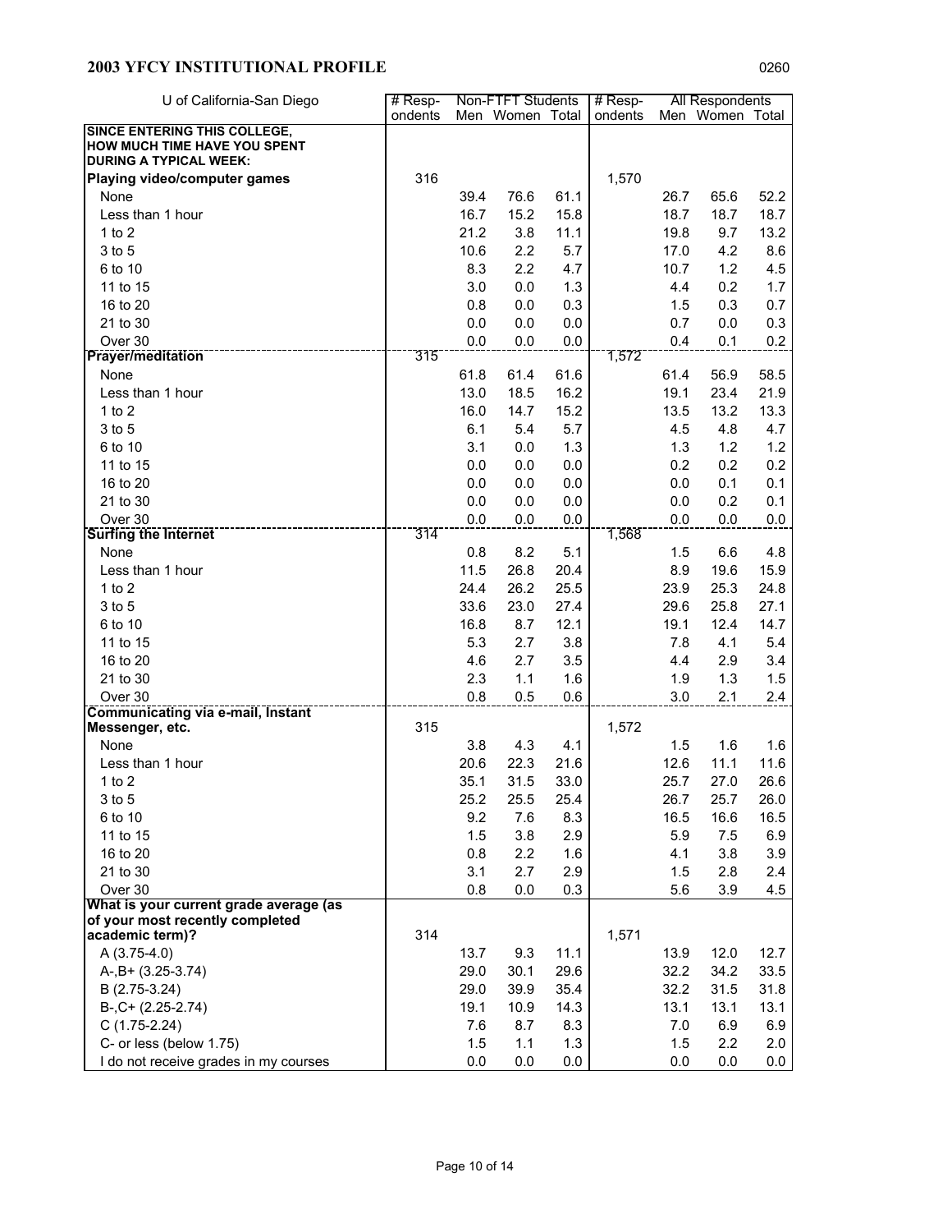## 2003 YFCY INSTITUTIONAL PROFILE

0260

| U of California-San Diego | # Respondents | Non-FTFT Students | | | # Respondents | All Respondents | | |
|---|---|---|---|---|---|---|---|---|
| | | Men | Women | Total | | Men | Women | Total |
| **SINCE ENTERING THIS COLLEGE, HOW MUCH TIME HAVE YOU SPENT DURING A TYPICAL WEEK:** | | | | | | | | |
| **Playing video/computer games** | 316 | | | | 1,570 | | | |
| None | | 39.4 | 76.6 | 61.1 | | 26.7 | 65.6 | 52.2 |
| Less than 1 hour | | 16.7 | 15.2 | 15.8 | | 18.7 | 18.7 | 18.7 |
| 1 to 2 | | 21.2 | 3.8 | 11.1 | | 19.8 | 9.7 | 13.2 |
| 3 to 5 | | 10.6 | 2.2 | 5.7 | | 17.0 | 4.2 | 8.6 |
| 6 to 10 | | 8.3 | 2.2 | 4.7 | | 10.7 | 1.2 | 4.5 |
| 11 to 15 | | 3.0 | 0.0 | 1.3 | | 4.4 | 0.2 | 1.7 |
| 16 to 20 | | 0.8 | 0.0 | 0.3 | | 1.5 | 0.3 | 0.7 |
| 21 to 30 | | 0.0 | 0.0 | 0.0 | | 0.7 | 0.0 | 0.3 |
| Over 30 | | 0.0 | 0.0 | 0.0 | | 0.4 | 0.1 | 0.2 |
| **Prayer/meditation** | 315 | | | | 1,572 | | | |
| None | | 61.8 | 61.4 | 61.6 | | 61.4 | 56.9 | 58.5 |
| Less than 1 hour | | 13.0 | 18.5 | 16.2 | | 19.1 | 23.4 | 21.9 |
| 1 to 2 | | 16.0 | 14.7 | 15.2 | | 13.5 | 13.2 | 13.3 |
| 3 to 5 | | 6.1 | 5.4 | 5.7 | | 4.5 | 4.8 | 4.7 |
| 6 to 10 | | 3.1 | 0.0 | 1.3 | | 1.3 | 1.2 | 1.2 |
| 11 to 15 | | 0.0 | 0.0 | 0.0 | | 0.2 | 0.2 | 0.2 |
| 16 to 20 | | 0.0 | 0.0 | 0.0 | | 0.0 | 0.1 | 0.1 |
| 21 to 30 | | 0.0 | 0.0 | 0.0 | | 0.0 | 0.2 | 0.1 |
| Over 30 | | 0.0 | 0.0 | 0.0 | | 0.0 | 0.0 | 0.0 |
| **Surfing the Internet** | 314 | | | | 1,568 | | | |
| None | | 0.8 | 8.2 | 5.1 | | 1.5 | 6.6 | 4.8 |
| Less than 1 hour | | 11.5 | 26.8 | 20.4 | | 8.9 | 19.6 | 15.9 |
| 1 to 2 | | 24.4 | 26.2 | 25.5 | | 23.9 | 25.3 | 24.8 |
| 3 to 5 | | 33.6 | 23.0 | 27.4 | | 29.6 | 25.8 | 27.1 |
| 6 to 10 | | 16.8 | 8.7 | 12.1 | | 19.1 | 12.4 | 14.7 |
| 11 to 15 | | 5.3 | 2.7 | 3.8 | | 7.8 | 4.1 | 5.4 |
| 16 to 20 | | 4.6 | 2.7 | 3.5 | | 4.4 | 2.9 | 3.4 |
| 21 to 30 | | 2.3 | 1.1 | 1.6 | | 1.9 | 1.3 | 1.5 |
| Over 30 | | 0.8 | 0.5 | 0.6 | | 3.0 | 2.1 | 2.4 |
| **Communicating via e-mail, Instant Messenger, etc.** | 315 | | | | 1,572 | | | |
| None | | 3.8 | 4.3 | 4.1 | | 1.5 | 1.6 | 1.6 |
| Less than 1 hour | | 20.6 | 22.3 | 21.6 | | 12.6 | 11.1 | 11.6 |
| 1 to 2 | | 35.1 | 31.5 | 33.0 | | 25.7 | 27.0 | 26.6 |
| 3 to 5 | | 25.2 | 25.5 | 25.4 | | 26.7 | 25.7 | 26.0 |
| 6 to 10 | | 9.2 | 7.6 | 8.3 | | 16.5 | 16.6 | 16.5 |
| 11 to 15 | | 1.5 | 3.8 | 2.9 | | 5.9 | 7.5 | 6.9 |
| 16 to 20 | | 0.8 | 2.2 | 1.6 | | 4.1 | 3.8 | 3.9 |
| 21 to 30 | | 3.1 | 2.7 | 2.9 | | 1.5 | 2.8 | 2.4 |
| Over 30 | | 0.8 | 0.0 | 0.3 | | 5.6 | 3.9 | 4.5 |
| **What is your current grade average (as of your most recently completed academic term)?** | 314 | | | | 1,571 | | | |
| A (3.75-4.0) | | 13.7 | 9.3 | 11.1 | | 13.9 | 12.0 | 12.7 |
| A-,B+ (3.25-3.74) | | 29.0 | 30.1 | 29.6 | | 32.2 | 34.2 | 33.5 |
| B (2.75-3.24) | | 29.0 | 39.9 | 35.4 | | 32.2 | 31.5 | 31.8 |
| B-,C+ (2.25-2.74) | | 19.1 | 10.9 | 14.3 | | 13.1 | 13.1 | 13.1 |
| C (1.75-2.24) | | 7.6 | 8.7 | 8.3 | | 7.0 | 6.9 | 6.9 |
| C- or less (below 1.75) | | 1.5 | 1.1 | 1.3 | | 1.5 | 2.2 | 2.0 |
| I do not receive grades in my courses | | 0.0 | 0.0 | 0.0 | | 0.0 | 0.0 | 0.0 |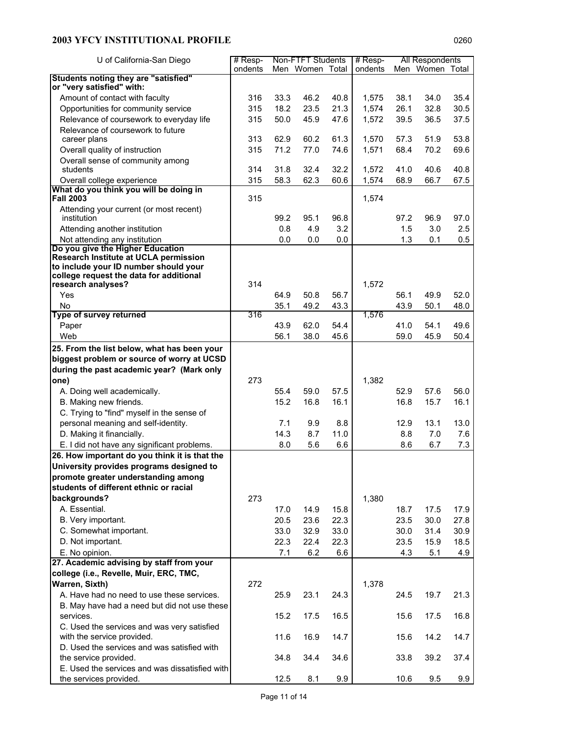## 2003 YFCY INSTITUTIONAL PROFILE

| U of California-San Diego | # Respondents | Non-FTFT Students | | | # Respondents | All Respondents | | |
|---|---|---|---|---|---|---|---|---|
| | | Men | Women | Total | | Men | Women | Total |
| **Students noting they are "satisfied" or "very satisfied" with:** | | | | | | | | |
| Amount of contact with faculty | 316 | 33.3 | 46.2 | 40.8 | 1,575 | 38.1 | 34.0 | 35.4 |
| Opportunities for community service | 315 | 18.2 | 23.5 | 21.3 | 1,574 | 26.1 | 32.8 | 30.5 |
| Relevance of coursework to everyday life | 315 | 50.0 | 45.9 | 47.6 | 1,572 | 39.5 | 36.5 | 37.5 |
| Relevance of coursework to future career plans | 313 | 62.9 | 60.2 | 61.3 | 1,570 | 57.3 | 51.9 | 53.8 |
| Overall quality of instruction | 315 | 71.2 | 77.0 | 74.6 | 1,571 | 68.4 | 70.2 | 69.6 |
| Overall sense of community among students | 314 | 31.8 | 32.4 | 32.2 | 1,572 | 41.0 | 40.6 | 40.8 |
| Overall college experience | 315 | 58.3 | 62.3 | 60.6 | 1,574 | 68.9 | 66.7 | 67.5 |
| **What do you think you will be doing in Fall 2003** | 315 | | | | 1,574 | | | |
| Attending your current (or most recent) institution | | 99.2 | 95.1 | 96.8 | | 97.2 | 96.9 | 97.0 |
| Attending another institution | | 0.8 | 4.9 | 3.2 | | 1.5 | 3.0 | 2.5 |
| Not attending any institution | | 0.0 | 0.0 | 0.0 | | 1.3 | 0.1 | 0.5 |
| **Do you give the Higher Education Research Institute at UCLA permission to include your ID number should your college request the data for additional research analyses?** | 314 | | | | 1,572 | | | |
| Yes | | 64.9 | 50.8 | 56.7 | | 56.1 | 49.9 | 52.0 |
| No | | 35.1 | 49.2 | 43.3 | | 43.9 | 50.1 | 48.0 |
| **Type of survey returned** | 316 | | | | 1,576 | | | |
| Paper | | 43.9 | 62.0 | 54.4 | | 41.0 | 54.1 | 49.6 |
| Web | | 56.1 | 38.0 | 45.6 | | 59.0 | 45.9 | 50.4 |
| **25. From the list below, what has been your biggest problem or source of worry at UCSD during the past academic year? (Mark only one)** | 273 | | | | 1,382 | | | |
| A. Doing well academically. | | 55.4 | 59.0 | 57.5 | | 52.9 | 57.6 | 56.0 |
| B. Making new friends. | | 15.2 | 16.8 | 16.1 | | 16.8 | 15.7 | 16.1 |
| C. Trying to "find" myself in the sense of personal meaning and self-identity. | | 7.1 | 9.9 | 8.8 | | 12.9 | 13.1 | 13.0 |
| D. Making it financially. | | 14.3 | 8.7 | 11.0 | | 8.8 | 7.0 | 7.6 |
| E. I did not have any significant problems. | | 8.0 | 5.6 | 6.6 | | 8.6 | 6.7 | 7.3 |
| **26. How important do you think it is that the University provides programs designed to promote greater understanding among students of different ethnic or racial backgrounds?** | 273 | | | | 1,380 | | | |
| A. Essential. | | 17.0 | 14.9 | 15.8 | | 18.7 | 17.5 | 17.9 |
| B. Very important. | | 20.5 | 23.6 | 22.3 | | 23.5 | 30.0 | 27.8 |
| C. Somewhat important. | | 33.0 | 32.9 | 33.0 | | 30.0 | 31.4 | 30.9 |
| D. Not important. | | 22.3 | 22.4 | 22.3 | | 23.5 | 15.9 | 18.5 |
| E. No opinion. | | 7.1 | 6.2 | 6.6 | | 4.3 | 5.1 | 4.9 |
| **27. Academic advising by staff from your college (i.e., Revelle, Muir, ERC, TMC, Warren, Sixth)** | 272 | | | | 1,378 | | | |
| A. Have had no need to use these services. | | 25.9 | 23.1 | 24.3 | | 24.5 | 19.7 | 21.3 |
| B. May have had a need but did not use these services. | | 15.2 | 17.5 | 16.5 | | 15.6 | 17.5 | 16.8 |
| C. Used the services and was very satisfied with the service provided. | | 11.6 | 16.9 | 14.7 | | 15.6 | 14.2 | 14.7 |
| D. Used the services and was satisfied with the service provided. | | 34.8 | 34.4 | 34.6 | | 33.8 | 39.2 | 37.4 |
| E. Used the services and was dissatisfied with the services provided. | | 12.5 | 8.1 | 9.9 | | 10.6 | 9.5 | 9.9 |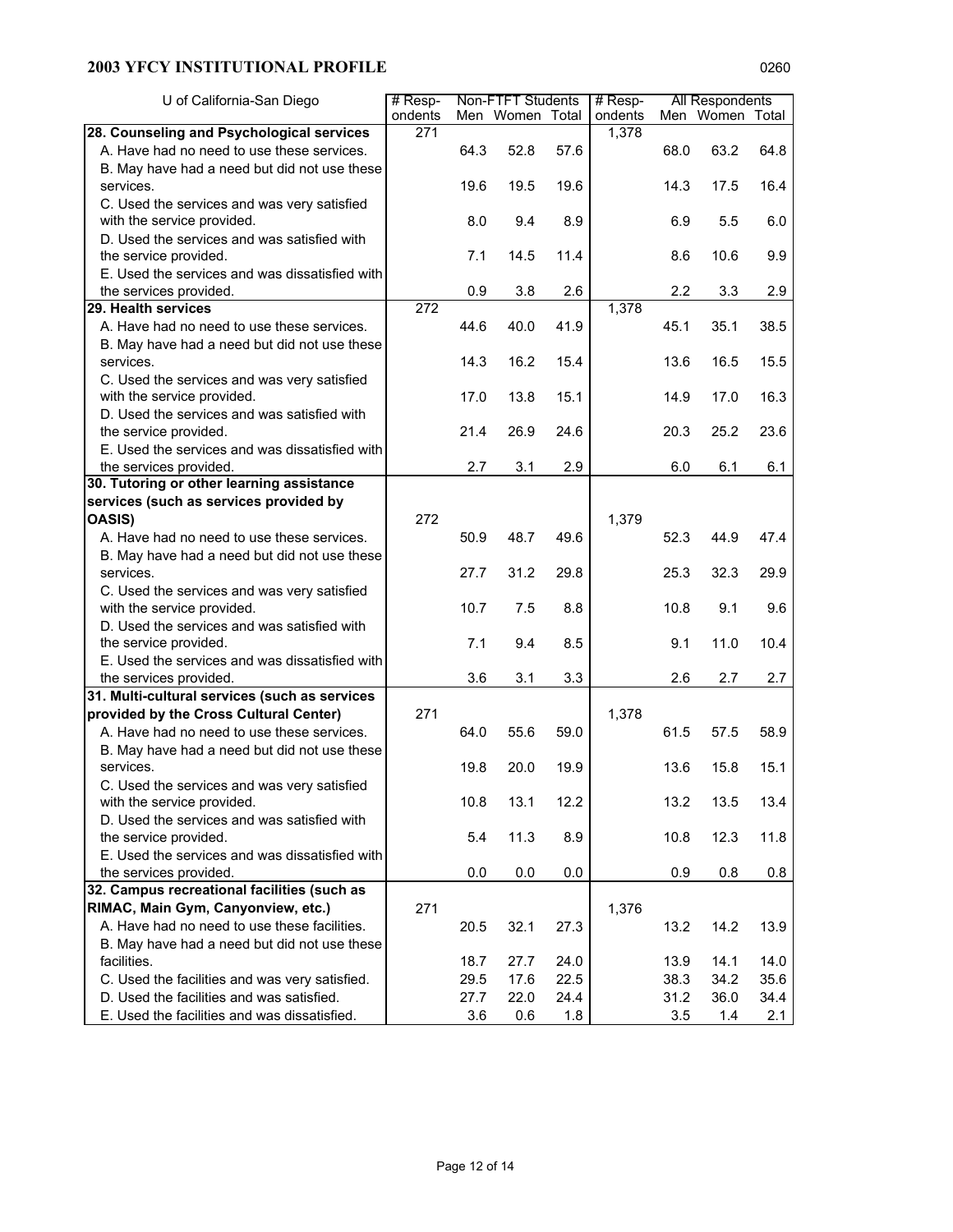## 2003 YFCY INSTITUTIONAL PROFILE

0260

| U of California-San Diego | # Respondents | Non-FTFT Students | | | # Respondents | All Respondents | | |
|---|---|---|---|---|---|---|---|---|
| | | Men | Women | Total | | Men | Women | Total |
| **28. Counseling and Psychological services** | 271 | | | | 1,378 | | | |
| A. Have had no need to use these services. | | 64.3 | 52.8 | 57.6 | | 68.0 | 63.2 | 64.8 |
| B. May have had a need but did not use these services. | | 19.6 | 19.5 | 19.6 | | 14.3 | 17.5 | 16.4 |
| C. Used the services and was very satisfied with the service provided. | | 8.0 | 9.4 | 8.9 | | 6.9 | 5.5 | 6.0 |
| D. Used the services and was satisfied with the service provided. | | 7.1 | 14.5 | 11.4 | | 8.6 | 10.6 | 9.9 |
| E. Used the services and was dissatisfied with the services provided. | | 0.9 | 3.8 | 2.6 | | 2.2 | 3.3 | 2.9 |
| **29. Health services** | 272 | | | | 1,378 | | | |
| A. Have had no need to use these services. | | 44.6 | 40.0 | 41.9 | | 45.1 | 35.1 | 38.5 |
| B. May have had a need but did not use these services. | | 14.3 | 16.2 | 15.4 | | 13.6 | 16.5 | 15.5 |
| C. Used the services and was very satisfied with the service provided. | | 17.0 | 13.8 | 15.1 | | 14.9 | 17.0 | 16.3 |
| D. Used the services and was satisfied with the service provided. | | 21.4 | 26.9 | 24.6 | | 20.3 | 25.2 | 23.6 |
| E. Used the services and was dissatisfied with the services provided. | | 2.7 | 3.1 | 2.9 | | 6.0 | 6.1 | 6.1 |
| **30. Tutoring or other learning assistance services (such as services provided by OASIS)** | 272 | | | | 1,379 | | | |
| A. Have had no need to use these services. | | 50.9 | 48.7 | 49.6 | | 52.3 | 44.9 | 47.4 |
| B. May have had a need but did not use these services. | | 27.7 | 31.2 | 29.8 | | 25.3 | 32.3 | 29.9 |
| C. Used the services and was very satisfied with the service provided. | | 10.7 | 7.5 | 8.8 | | 10.8 | 9.1 | 9.6 |
| D. Used the services and was satisfied with the service provided. | | 7.1 | 9.4 | 8.5 | | 9.1 | 11.0 | 10.4 |
| E. Used the services and was dissatisfied with the services provided. | | 3.6 | 3.1 | 3.3 | | 2.6 | 2.7 | 2.7 |
| **31. Multi-cultural services (such as services provided by the Cross Cultural Center)** | 271 | | | | 1,378 | | | |
| A. Have had no need to use these services. | | 64.0 | 55.6 | 59.0 | | 61.5 | 57.5 | 58.9 |
| B. May have had a need but did not use these services. | | 19.8 | 20.0 | 19.9 | | 13.6 | 15.8 | 15.1 |
| C. Used the services and was very satisfied with the service provided. | | 10.8 | 13.1 | 12.2 | | 13.2 | 13.5 | 13.4 |
| D. Used the services and was satisfied with the service provided. | | 5.4 | 11.3 | 8.9 | | 10.8 | 12.3 | 11.8 |
| E. Used the services and was dissatisfied with the services provided. | | 0.0 | 0.0 | 0.0 | | 0.9 | 0.8 | 0.8 |
| **32. Campus recreational facilities (such as RIMAC, Main Gym, Canyonview, etc.)** | 271 | | | | 1,376 | | | |
| A. Have had no need to use these facilities. | | 20.5 | 32.1 | 27.3 | | 13.2 | 14.2 | 13.9 |
| B. May have had a need but did not use these facilities. | | 18.7 | 27.7 | 24.0 | | 13.9 | 14.1 | 14.0 |
| C. Used the facilities and was very satisfied. | | 29.5 | 17.6 | 22.5 | | 38.3 | 34.2 | 35.6 |
| D. Used the facilities and was satisfied. | | 27.7 | 22.0 | 24.4 | | 31.2 | 36.0 | 34.4 |
| E. Used the facilities and was dissatisfied. | | 3.6 | 0.6 | 1.8 | | 3.5 | 1.4 | 2.1 |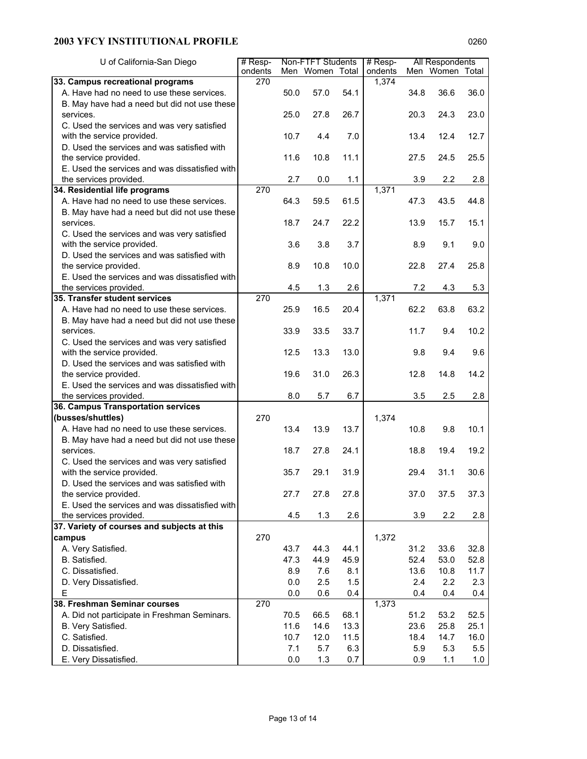## 2003 YFCY INSTITUTIONAL PROFILE

0260

| U of California-San Diego | # Respondents | Non-FTFT Students | | | # Respondents | All Respondents | | |
|---|---|---|---|---|---|---|---|---|
| | | Men | Women | Total | | Men | Women | Total |
| **33. Campus recreational programs** | 270 | | | | 1,374 | | | |
| A. Have had no need to use these services. | | 50.0 | 57.0 | 54.1 | | 34.8 | 36.6 | 36.0 |
| B. May have had a need but did not use these services. | | 25.0 | 27.8 | 26.7 | | 20.3 | 24.3 | 23.0 |
| C. Used the services and was very satisfied with the service provided. | | 10.7 | 4.4 | 7.0 | | 13.4 | 12.4 | 12.7 |
| D. Used the services and was satisfied with the service provided. | | 11.6 | 10.8 | 11.1 | | 27.5 | 24.5 | 25.5 |
| E. Used the services and was dissatisfied with the services provided. | | 2.7 | 0.0 | 1.1 | | 3.9 | 2.2 | 2.8 |
| **34. Residential life programs** | 270 | | | | 1,371 | | | |
| A. Have had no need to use these services. | | 64.3 | 59.5 | 61.5 | | 47.3 | 43.5 | 44.8 |
| B. May have had a need but did not use these services. | | 18.7 | 24.7 | 22.2 | | 13.9 | 15.7 | 15.1 |
| C. Used the services and was very satisfied with the service provided. | | 3.6 | 3.8 | 3.7 | | 8.9 | 9.1 | 9.0 |
| D. Used the services and was satisfied with the service provided. | | 8.9 | 10.8 | 10.0 | | 22.8 | 27.4 | 25.8 |
| E. Used the services and was dissatisfied with the services provided. | | 4.5 | 1.3 | 2.6 | | 7.2 | 4.3 | 5.3 |
| **35. Transfer student services** | 270 | | | | 1,371 | | | |
| A. Have had no need to use these services. | | 25.9 | 16.5 | 20.4 | | 62.2 | 63.8 | 63.2 |
| B. May have had a need but did not use these services. | | 33.9 | 33.5 | 33.7 | | 11.7 | 9.4 | 10.2 |
| C. Used the services and was very satisfied with the service provided. | | 12.5 | 13.3 | 13.0 | | 9.8 | 9.4 | 9.6 |
| D. Used the services and was satisfied with the service provided. | | 19.6 | 31.0 | 26.3 | | 12.8 | 14.8 | 14.2 |
| E. Used the services and was dissatisfied with the services provided. | | 8.0 | 5.7 | 6.7 | | 3.5 | 2.5 | 2.8 |
| **36. Campus Transportation services (busses/shuttles)** | 270 | | | | 1,374 | | | |
| A. Have had no need to use these services. | | 13.4 | 13.9 | 13.7 | | 10.8 | 9.8 | 10.1 |
| B. May have had a need but did not use these services. | | 18.7 | 27.8 | 24.1 | | 18.8 | 19.4 | 19.2 |
| C. Used the services and was very satisfied with the service provided. | | 35.7 | 29.1 | 31.9 | | 29.4 | 31.1 | 30.6 |
| D. Used the services and was satisfied with the service provided. | | 27.7 | 27.8 | 27.8 | | 37.0 | 37.5 | 37.3 |
| E. Used the services and was dissatisfied with the services provided. | | 4.5 | 1.3 | 2.6 | | 3.9 | 2.2 | 2.8 |
| **37. Variety of courses and subjects at this campus** | 270 | | | | 1,372 | | | |
| A. Very Satisfied. | | 43.7 | 44.3 | 44.1 | | 31.2 | 33.6 | 32.8 |
| B. Satisfied. | | 47.3 | 44.9 | 45.9 | | 52.4 | 53.0 | 52.8 |
| C. Dissatisfied. | | 8.9 | 7.6 | 8.1 | | 13.6 | 10.8 | 11.7 |
| D. Very Dissatisfied. | | 0.0 | 2.5 | 1.5 | | 2.4 | 2.2 | 2.3 |
| E | | 0.0 | 0.6 | 0.4 | | 0.4 | 0.4 | 0.4 |
| **38. Freshman Seminar courses** | 270 | | | | 1,373 | | | |
| A. Did not participate in Freshman Seminars. | | 70.5 | 66.5 | 68.1 | | 51.2 | 53.2 | 52.5 |
| B. Very Satisfied. | | 11.6 | 14.6 | 13.3 | | 23.6 | 25.8 | 25.1 |
| C. Satisfied. | | 10.7 | 12.0 | 11.5 | | 18.4 | 14.7 | 16.0 |
| D. Dissatisfied. | | 7.1 | 5.7 | 6.3 | | 5.9 | 5.3 | 5.5 |
| E. Very Dissatisfied. | | 0.0 | 1.3 | 0.7 | | 0.9 | 1.1 | 1.0 |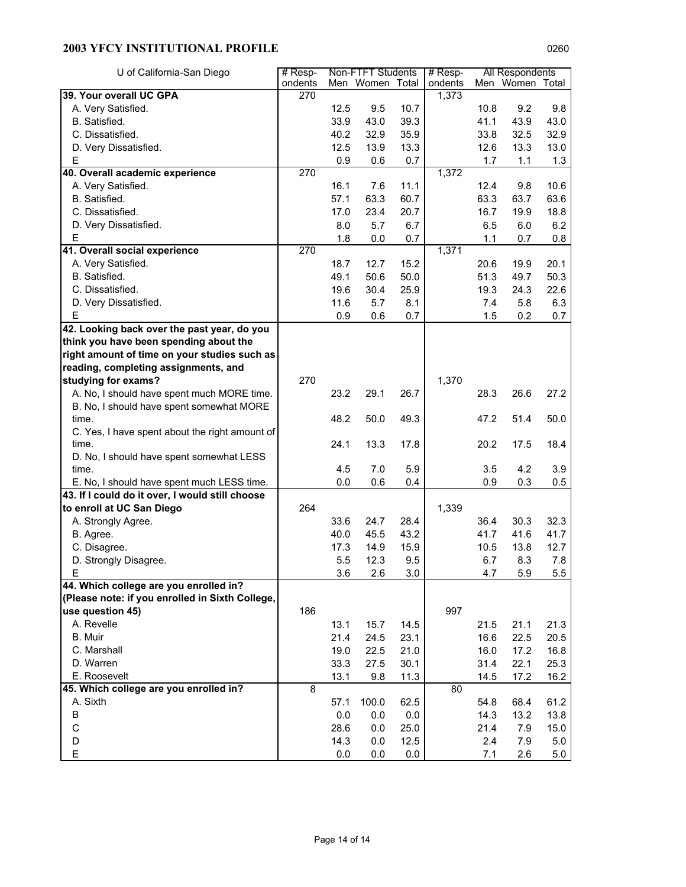# 2003 YFCY INSTITUTIONAL PROFILE

0260

| U of California-San Diego | # Respondents | Non-FTFT Students | | | # Respondents | All Respondents | | |
|---|---|---|---|---|---|---|---|---|
| | | Men | Women | Total | | Men | Women | Total |
| **39. Your overall UC GPA** | 270 | | | | 1,373 | | | |
| A. Very Satisfied. | | 12.5 | 9.5 | 10.7 | | 10.8 | 9.2 | 9.8 |
| B. Satisfied. | | 33.9 | 43.0 | 39.3 | | 41.1 | 43.9 | 43.0 |
| C. Dissatisfied. | | 40.2 | 32.9 | 35.9 | | 33.8 | 32.5 | 32.9 |
| D. Very Dissatisfied. | | 12.5 | 13.9 | 13.3 | | 12.6 | 13.3 | 13.0 |
| E | | 0.9 | 0.6 | 0.7 | | 1.7 | 1.1 | 1.3 |
| **40. Overall academic experience** | 270 | | | | 1,372 | | | |
| A. Very Satisfied. | | 16.1 | 7.6 | 11.1 | | 12.4 | 9.8 | 10.6 |
| B. Satisfied. | | 57.1 | 63.3 | 60.7 | | 63.3 | 63.7 | 63.6 |
| C. Dissatisfied. | | 17.0 | 23.4 | 20.7 | | 16.7 | 19.9 | 18.8 |
| D. Very Dissatisfied. | | 8.0 | 5.7 | 6.7 | | 6.5 | 6.0 | 6.2 |
| E | | 1.8 | 0.0 | 0.7 | | 1.1 | 0.7 | 0.8 |
| **41. Overall social experience** | 270 | | | | 1,371 | | | |
| A. Very Satisfied. | | 18.7 | 12.7 | 15.2 | | 20.6 | 19.9 | 20.1 |
| B. Satisfied. | | 49.1 | 50.6 | 50.0 | | 51.3 | 49.7 | 50.3 |
| C. Dissatisfied. | | 19.6 | 30.4 | 25.9 | | 19.3 | 24.3 | 22.6 |
| D. Very Dissatisfied. | | 11.6 | 5.7 | 8.1 | | 7.4 | 5.8 | 6.3 |
| E | | 0.9 | 0.6 | 0.7 | | 1.5 | 0.2 | 0.7 |
| **42. Looking back over the past year, do you think you have been spending about the right amount of time on your studies such as reading, completing assignments, and studying for exams?** | 270 | | | | 1,370 | | | |
| A. No, I should have spent much MORE time. | | 23.2 | 29.1 | 26.7 | | 28.3 | 26.6 | 27.2 |
| B. No, I should have spent somewhat MORE time. | | 48.2 | 50.0 | 49.3 | | 47.2 | 51.4 | 50.0 |
| C. Yes, I have spent about the right amount of time. | | 24.1 | 13.3 | 17.8 | | 20.2 | 17.5 | 18.4 |
| D. No, I should have spent somewhat LESS time. | | 4.5 | 7.0 | 5.9 | | 3.5 | 4.2 | 3.9 |
| E. No, I should have spent much LESS time. | | 0.0 | 0.6 | 0.4 | | 0.9 | 0.3 | 0.5 |
| **43. If I could do it over, I would still choose to enroll at UC San Diego** | 264 | | | | 1,339 | | | |
| A. Strongly Agree. | | 33.6 | 24.7 | 28.4 | | 36.4 | 30.3 | 32.3 |
| B. Agree. | | 40.0 | 45.5 | 43.2 | | 41.7 | 41.6 | 41.7 |
| C. Disagree. | | 17.3 | 14.9 | 15.9 | | 10.5 | 13.8 | 12.7 |
| D. Strongly Disagree. | | 5.5 | 12.3 | 9.5 | | 6.7 | 8.3 | 7.8 |
| E | | 3.6 | 2.6 | 3.0 | | 4.7 | 5.9 | 5.5 |
| **44. Which college are you enrolled in? (Please note: if you enrolled in Sixth College, use question 45)** | 186 | | | | 997 | | | |
| A. Revelle | | 13.1 | 15.7 | 14.5 | | 21.5 | 21.1 | 21.3 |
| B. Muir | | 21.4 | 24.5 | 23.1 | | 16.6 | 22.5 | 20.5 |
| C. Marshall | | 19.0 | 22.5 | 21.0 | | 16.0 | 17.2 | 16.8 |
| D. Warren | | 33.3 | 27.5 | 30.1 | | 31.4 | 22.1 | 25.3 |
| E. Roosevelt | | 13.1 | 9.8 | 11.3 | | 14.5 | 17.2 | 16.2 |
| **45. Which college are you enrolled in?** | 8 | | | | 80 | | | |
| A. Sixth | | 57.1 | 100.0 | 62.5 | | 54.8 | 68.4 | 61.2 |
| B | | 0.0 | 0.0 | 0.0 | | 14.3 | 13.2 | 13.8 |
| C | | 28.6 | 0.0 | 25.0 | | 21.4 | 7.9 | 15.0 |
| D | | 14.3 | 0.0 | 12.5 | | 2.4 | 7.9 | 5.0 |
| E | | 0.0 | 0.0 | 0.0 | | 7.1 | 2.6 | 5.0 |